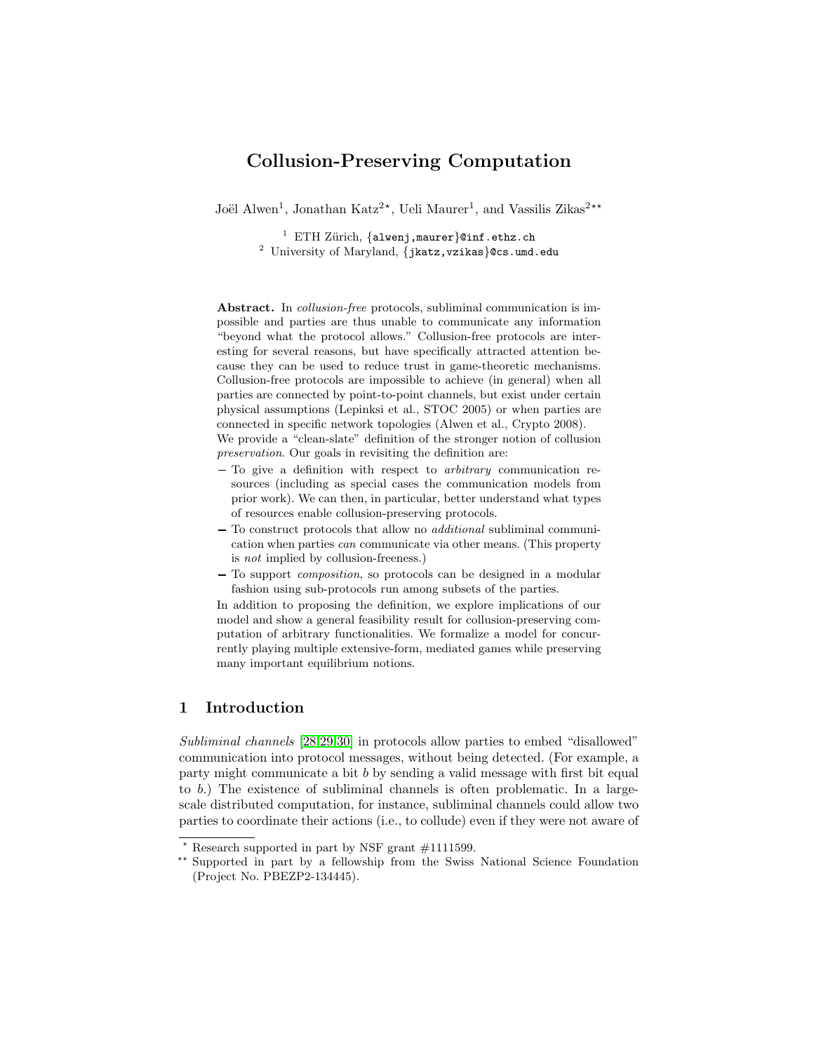# Collusion-Preserving Computation

Joël Alwen[1], Jonathan Katz[2*], Ueli Maurer[1], and Vassilis Zikas[2**]

[1] ETH Zürich, {alwenj,maurer}@inf.ethz.ch
[2] University of Maryland, {jkatz,vzikas}@cs.umd.edu

**Abstract.** In *collusion-free* protocols, subliminal communication is impossible and parties are thus unable to communicate any information "beyond what the protocol allows." Collusion-free protocols are interesting for several reasons, but have specifically attracted attention because they can be used to reduce trust in game-theoretic mechanisms. Collusion-free protocols are impossible to achieve (in general) when all parties are connected by point-to-point channels, but exist under certain physical assumptions (Lepinksi et al., STOC 2005) or when parties are connected in specific network topologies (Alwen et al., Crypto 2008).

We provide a "clean-slate" definition of the stronger notion of collusion *preservation*. Our goals in revisiting the definition are:

- To give a definition with respect to *arbitrary* communication resources (including as special cases the communication models from prior work). We can then, in particular, better understand what types of resources enable collusion-preserving protocols.
- To construct protocols that allow no *additional* subliminal communication when parties *can* communicate via other means. (This property is *not* implied by collusion-freeness.)
- To support *composition*, so protocols can be designed in a modular fashion using sub-protocols run among subsets of the parties.

In addition to proposing the definition, we explore implications of our model and show a general feasibility result for collusion-preserving computation of arbitrary functionalities. We formalize a model for concurrently playing multiple extensive-form, mediated games while preserving many important equilibrium notions.

## 1 Introduction

*Subliminal channels* [28,29,30] in protocols allow parties to embed "disallowed" communication into protocol messages, without being detected. (For example, a party might communicate a bit $b$ by sending a valid message with first bit equal to $b$.) The existence of subliminal channels is often problematic. In a large-scale distributed computation, for instance, subliminal channels could allow two parties to coordinate their actions (i.e., to collude) even if they were not aware of

---

* Research supported in part by NSF grant #1111599.

** Supported in part by a fellowship from the Swiss National Science Foundation (Project No. PBEZP2-134445).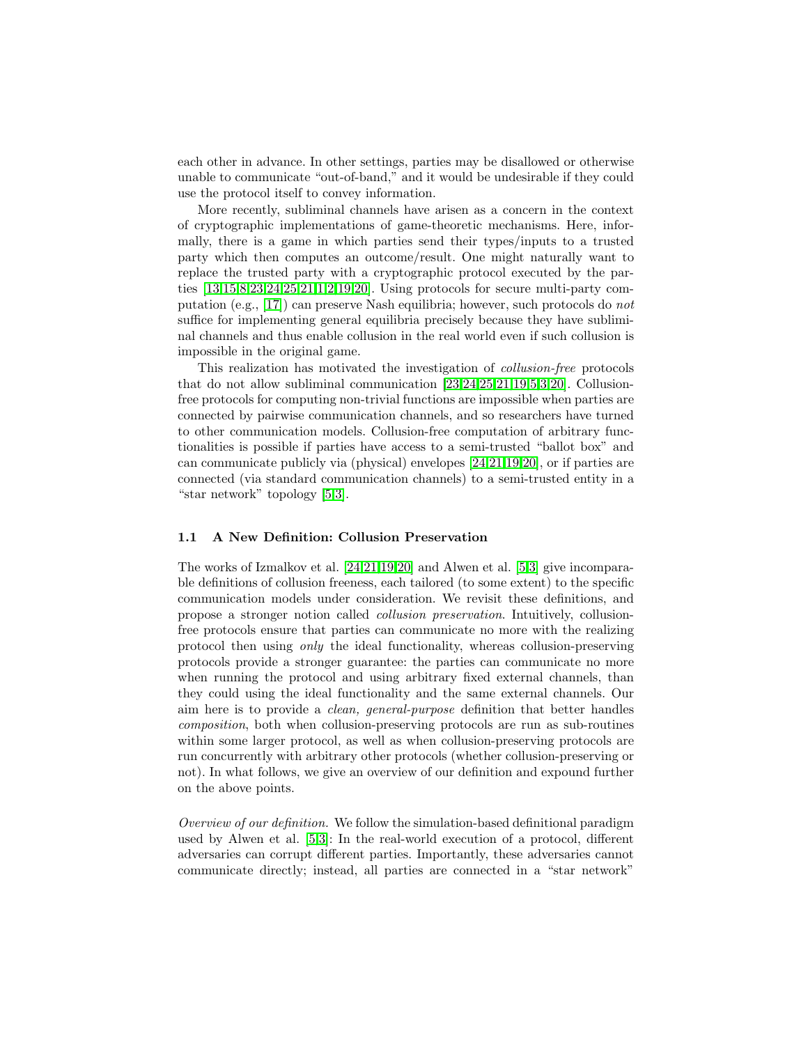each other in advance. In other settings, parties may be disallowed or otherwise unable to communicate "out-of-band," and it would be undesirable if they could use the protocol itself to convey information.

More recently, subliminal channels have arisen as a concern in the context of cryptographic implementations of game-theoretic mechanisms. Here, informally, there is a game in which parties send their types/inputs to a trusted party which then computes an outcome/result. One might naturally want to replace the trusted party with a cryptographic protocol executed by the parties [13,15,8,23,24,25,21,1,2,19,20]. Using protocols for secure multi-party computation (e.g., [17]) can preserve Nash equilibria; however, such protocols do *not* suffice for implementing general equilibria precisely because they have subliminal channels and thus enable collusion in the real world even if such collusion is impossible in the original game.

This realization has motivated the investigation of *collusion-free* protocols that do not allow subliminal communication [23,24,25,21,19,5,3,20]. Collusion-free protocols for computing non-trivial functions are impossible when parties are connected by pairwise communication channels, and so researchers have turned to other communication models. Collusion-free computation of arbitrary functionalities is possible if parties have access to a semi-trusted "ballot box" and can communicate publicly via (physical) envelopes [24,21,19,20], or if parties are connected (via standard communication channels) to a semi-trusted entity in a "star network" topology [5,3].

### 1.1 A New Definition: Collusion Preservation

The works of Izmalkov et al. [24,21,19,20] and Alwen et al. [5,3] give incomparable definitions of collusion freeness, each tailored (to some extent) to the specific communication models under consideration. We revisit these definitions, and propose a stronger notion called *collusion preservation*. Intuitively, collusion-free protocols ensure that parties can communicate no more with the realizing protocol then using *only* the ideal functionality, whereas collusion-preserving protocols provide a stronger guarantee: the parties can communicate no more when running the protocol and using arbitrary fixed external channels, than they could using the ideal functionality and the same external channels. Our aim here is to provide a *clean, general-purpose* definition that better handles *composition*, both when collusion-preserving protocols are run as sub-routines within some larger protocol, as well as when collusion-preserving protocols are run concurrently with arbitrary other protocols (whether collusion-preserving or not). In what follows, we give an overview of our definition and expound further on the above points.

*Overview of our definition.* We follow the simulation-based definitional paradigm used by Alwen et al. [5,3]: In the real-world execution of a protocol, different adversaries can corrupt different parties. Importantly, these adversaries cannot communicate directly; instead, all parties are connected in a "star network"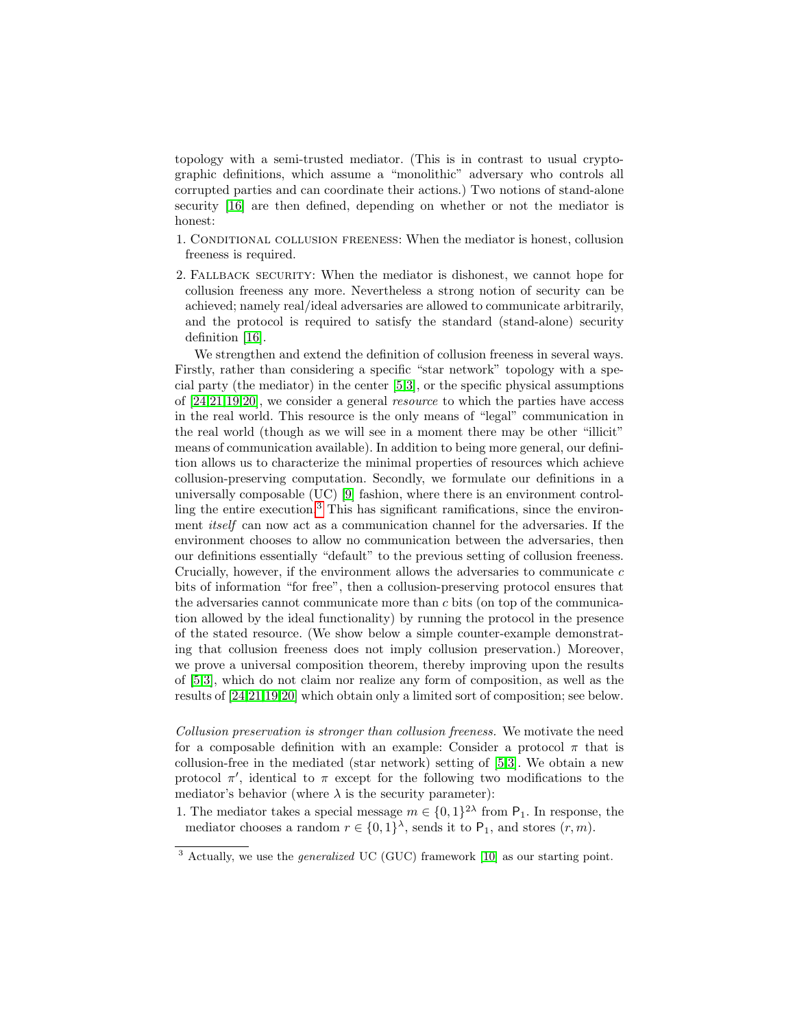topology with a semi-trusted mediator. (This is in contrast to usual cryptographic definitions, which assume a "monolithic" adversary who controls all corrupted parties and can coordinate their actions.) Two notions of stand-alone security [16] are then defined, depending on whether or not the mediator is honest:

1. Conditional collusion freeness: When the mediator is honest, collusion freeness is required.
2. Fallback security: When the mediator is dishonest, we cannot hope for collusion freeness any more. Nevertheless a strong notion of security can be achieved; namely real/ideal adversaries are allowed to communicate arbitrarily, and the protocol is required to satisfy the standard (stand-alone) security definition [16].

We strengthen and extend the definition of collusion freeness in several ways. Firstly, rather than considering a specific "star network" topology with a special party (the mediator) in the center [5,3], or the specific physical assumptions of [24,21,19,20], we consider a general *resource* to which the parties have access in the real world. This resource is the only means of "legal" communication in the real world (though as we will see in a moment there may be other "illicit" means of communication available). In addition to being more general, our definition allows us to characterize the minimal properties of resources which achieve collusion-preserving computation. Secondly, we formulate our definitions in a universally composable (UC) [9] fashion, where there is an environment controlling the entire execution.[3] This has significant ramifications, since the environment *itself* can now act as a communication channel for the adversaries. If the environment chooses to allow no communication between the adversaries, then our definitions essentially "default" to the previous setting of collusion freeness. Crucially, however, if the environment allows the adversaries to communicate $c$ bits of information "for free", then a collusion-preserving protocol ensures that the adversaries cannot communicate more than $c$ bits (on top of the communication allowed by the ideal functionality) by running the protocol in the presence of the stated resource. (We show below a simple counter-example demonstrating that collusion freeness does not imply collusion preservation.) Moreover, we prove a universal composition theorem, thereby improving upon the results of [5,3], which do not claim nor realize any form of composition, as well as the results of [24,21,19,20] which obtain only a limited sort of composition; see below.

*Collusion preservation is stronger than collusion freeness.* We motivate the need for a composable definition with an example: Consider a protocol $\pi$ that is collusion-free in the mediated (star network) setting of [5,3]. We obtain a new protocol $\pi'$, identical to $\pi$ except for the following two modifications to the mediator's behavior (where $\lambda$ is the security parameter):

1. The mediator takes a special message $m \in \{0,1\}^{2\lambda}$ from $\mathsf{P}_1$. In response, the mediator chooses a random $r \in \{0,1\}^{\lambda}$, sends it to $\mathsf{P}_1$, and stores $(r, m)$.

[3] Actually, we use the *generalized* UC (GUC) framework [10] as our starting point.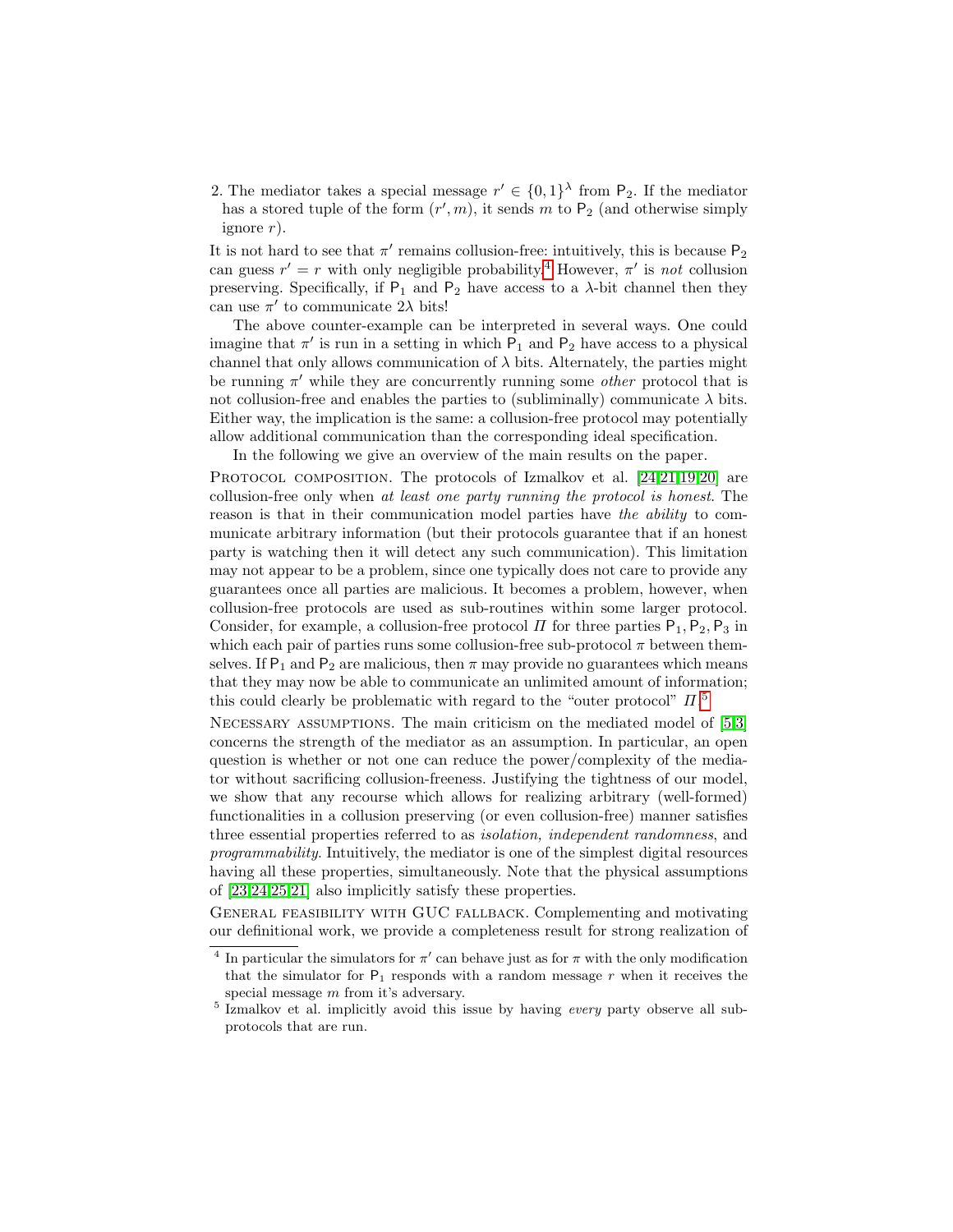2. The mediator takes a special message $r' \in \{0,1\}^\lambda$ from $\mathsf{P}_2$. If the mediator has a stored tuple of the form $(r', m)$, it sends $m$ to $\mathsf{P}_2$ (and otherwise simply ignore $r$).

It is not hard to see that $\pi'$ remains collusion-free: intuitively, this is because $\mathsf{P}_2$ can guess $r' = r$ with only negligible probability.[4] However, $\pi'$ is *not* collusion preserving. Specifically, if $\mathsf{P}_1$ and $\mathsf{P}_2$ have access to a $\lambda$-bit channel then they can use $\pi'$ to communicate $2\lambda$ bits!

The above counter-example can be interpreted in several ways. One could imagine that $\pi'$ is run in a setting in which $\mathsf{P}_1$ and $\mathsf{P}_2$ have access to a physical channel that only allows communication of $\lambda$ bits. Alternately, the parties might be running $\pi'$ while they are concurrently running some *other* protocol that is not collusion-free and enables the parties to (subliminally) communicate $\lambda$ bits. Either way, the implication is the same: a collusion-free protocol may potentially allow additional communication than the corresponding ideal specification.

In the following we give an overview of the main results on the paper.

Protocol composition. The protocols of Izmalkov et al. [24,21,19,20] are collusion-free only when *at least one party running the protocol is honest*. The reason is that in their communication model parties have *the ability* to communicate arbitrary information (but their protocols guarantee that if an honest party is watching then it will detect any such communication). This limitation may not appear to be a problem, since one typically does not care to provide any guarantees once all parties are malicious. It becomes a problem, however, when collusion-free protocols are used as sub-routines within some larger protocol. Consider, for example, a collusion-free protocol $\Pi$ for three parties $\mathsf{P}_1, \mathsf{P}_2, \mathsf{P}_3$ in which each pair of parties runs some collusion-free sub-protocol $\pi$ between themselves. If $\mathsf{P}_1$ and $\mathsf{P}_2$ are malicious, then $\pi$ may provide no guarantees which means that they may now be able to communicate an unlimited amount of information; this could clearly be problematic with regard to the "outer protocol" $\Pi$.[5]

Necessary assumptions. The main criticism on the mediated model of [5,3] concerns the strength of the mediator as an assumption. In particular, an open question is whether or not one can reduce the power/complexity of the mediator without sacrificing collusion-freeness. Justifying the tightness of our model, we show that any recourse which allows for realizing arbitrary (well-formed) functionalities in a collusion preserving (or even collusion-free) manner satisfies three essential properties referred to as *isolation, independent randomness*, and *programmability*. Intuitively, the mediator is one of the simplest digital resources having all these properties, simultaneously. Note that the physical assumptions of [23,24,25,21] also implicitly satisfy these properties.

General feasibility with GUC fallback. Complementing and motivating our definitional work, we provide a completeness result for strong realization of

---

[4] In particular the simulators for $\pi'$ can behave just as for $\pi$ with the only modification that the simulator for $\mathsf{P}_1$ responds with a random message $r$ when it receives the special message $m$ from it's adversary.

[5] Izmalkov et al. implicitly avoid this issue by having *every* party observe all sub-protocols that are run.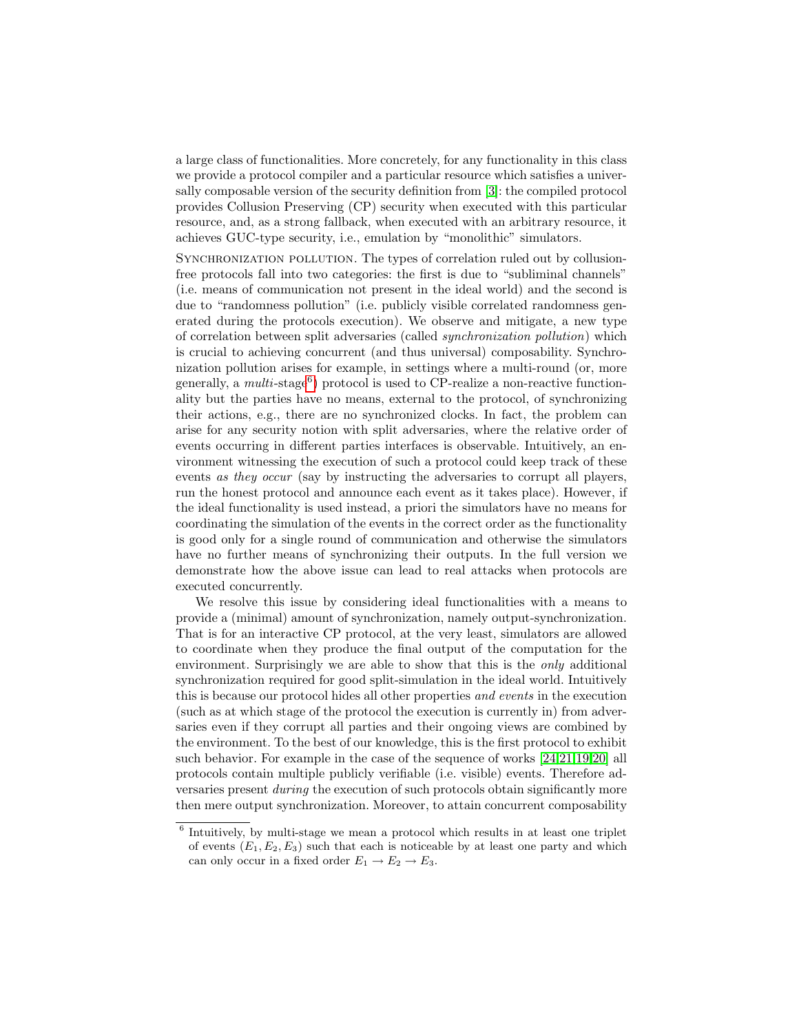a large class of functionalities. More concretely, for any functionality in this class we provide a protocol compiler and a particular resource which satisfies a universally composable version of the security definition from [3]: the compiled protocol provides Collusion Preserving (CP) security when executed with this particular resource, and, as a strong fallback, when executed with an arbitrary resource, it achieves GUC-type security, i.e., emulation by "monolithic" simulators.

Synchronization pollution. The types of correlation ruled out by collusion-free protocols fall into two categories: the first is due to "subliminal channels" (i.e. means of communication not present in the ideal world) and the second is due to "randomness pollution" (i.e. publicly visible correlated randomness generated during the protocols execution). We observe and mitigate, a new type of correlation between split adversaries (called *synchronization pollution*) which is crucial to achieving concurrent (and thus universal) composability. Synchronization pollution arises for example, in settings where a multi-round (or, more generally, a *multi*-stage[6]) protocol is used to CP-realize a non-reactive functionality but the parties have no means, external to the protocol, of synchronizing their actions, e.g., there are no synchronized clocks. In fact, the problem can arise for any security notion with split adversaries, where the relative order of events occurring in different parties interfaces is observable. Intuitively, an environment witnessing the execution of such a protocol could keep track of these events *as they occur* (say by instructing the adversaries to corrupt all players, run the honest protocol and announce each event as it takes place). However, if the ideal functionality is used instead, a priori the simulators have no means for coordinating the simulation of the events in the correct order as the functionality is good only for a single round of communication and otherwise the simulators have no further means of synchronizing their outputs. In the full version we demonstrate how the above issue can lead to real attacks when protocols are executed concurrently.

We resolve this issue by considering ideal functionalities with a means to provide a (minimal) amount of synchronization, namely output-synchronization. That is for an interactive CP protocol, at the very least, simulators are allowed to coordinate when they produce the final output of the computation for the environment. Surprisingly we are able to show that this is the *only* additional synchronization required for good split-simulation in the ideal world. Intuitively this is because our protocol hides all other properties *and events* in the execution (such as at which stage of the protocol the execution is currently in) from adversaries even if they corrupt all parties and their ongoing views are combined by the environment. To the best of our knowledge, this is the first protocol to exhibit such behavior. For example in the case of the sequence of works [24,21,19,20] all protocols contain multiple publicly verifiable (i.e. visible) events. Therefore adversaries present *during* the execution of such protocols obtain significantly more then mere output synchronization. Moreover, to attain concurrent composability

[6] Intuitively, by multi-stage we mean a protocol which results in at least one triplet of events $(E_1, E_2, E_3)$ such that each is noticeable by at least one party and which can only occur in a fixed order $E_1 \rightarrow E_2 \rightarrow E_3$.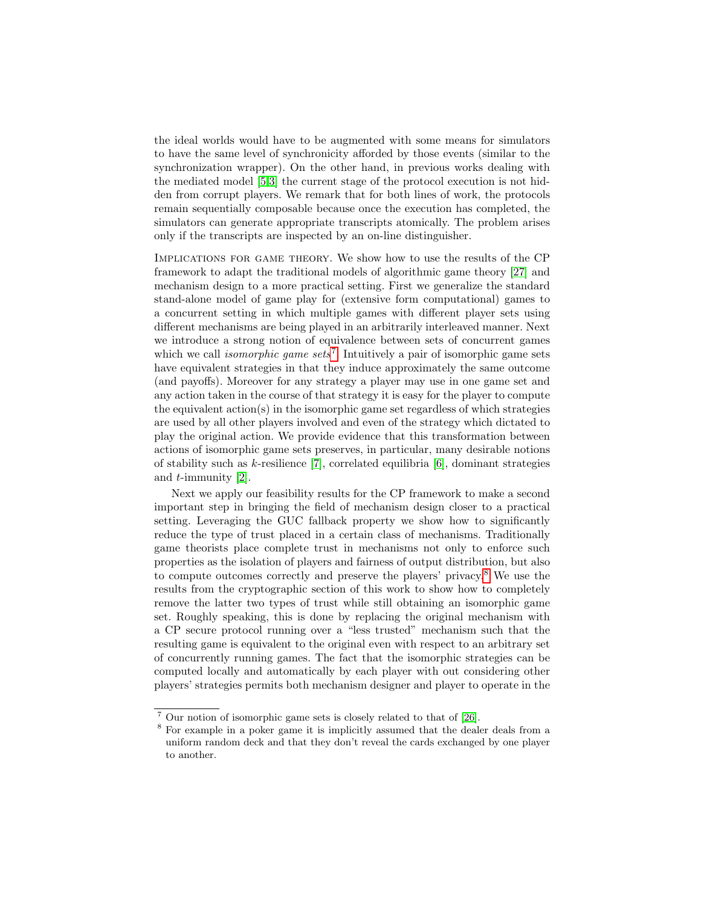the ideal worlds would have to be augmented with some means for simulators to have the same level of synchronicity afforded by those events (similar to the synchronization wrapper). On the other hand, in previous works dealing with the mediated model [5,3] the current stage of the protocol execution is not hidden from corrupt players. We remark that for both lines of work, the protocols remain sequentially composable because once the execution has completed, the simulators can generate appropriate transcripts atomically. The problem arises only if the transcripts are inspected by an on-line distinguisher.

Implications for game theory. We show how to use the results of the CP framework to adapt the traditional models of algorithmic game theory [27] and mechanism design to a more practical setting. First we generalize the standard stand-alone model of game play for (extensive form computational) games to a concurrent setting in which multiple games with different player sets using different mechanisms are being played in an arbitrarily interleaved manner. Next we introduce a strong notion of equivalence between sets of concurrent games which we call *isomorphic game sets*.[7] Intuitively a pair of isomorphic game sets have equivalent strategies in that they induce approximately the same outcome (and payoffs). Moreover for any strategy a player may use in one game set and any action taken in the course of that strategy it is easy for the player to compute the equivalent action(s) in the isomorphic game set regardless of which strategies are used by all other players involved and even of the strategy which dictated to play the original action. We provide evidence that this transformation between actions of isomorphic game sets preserves, in particular, many desirable notions of stability such as $k$-resilience [7], correlated equilibria [6], dominant strategies and $t$-immunity [2].

Next we apply our feasibility results for the CP framework to make a second important step in bringing the field of mechanism design closer to a practical setting. Leveraging the GUC fallback property we show how to significantly reduce the type of trust placed in a certain class of mechanisms. Traditionally game theorists place complete trust in mechanisms not only to enforce such properties as the isolation of players and fairness of output distribution, but also to compute outcomes correctly and preserve the players' privacy.[8] We use the results from the cryptographic section of this work to show how to completely remove the latter two types of trust while still obtaining an isomorphic game set. Roughly speaking, this is done by replacing the original mechanism with a CP secure protocol running over a "less trusted" mechanism such that the resulting game is equivalent to the original even with respect to an arbitrary set of concurrently running games. The fact that the isomorphic strategies can be computed locally and automatically by each player with out considering other players' strategies permits both mechanism designer and player to operate in the

[7] Our notion of isomorphic game sets is closely related to that of [26].

[8] For example in a poker game it is implicitly assumed that the dealer deals from a uniform random deck and that they don't reveal the cards exchanged by one player to another.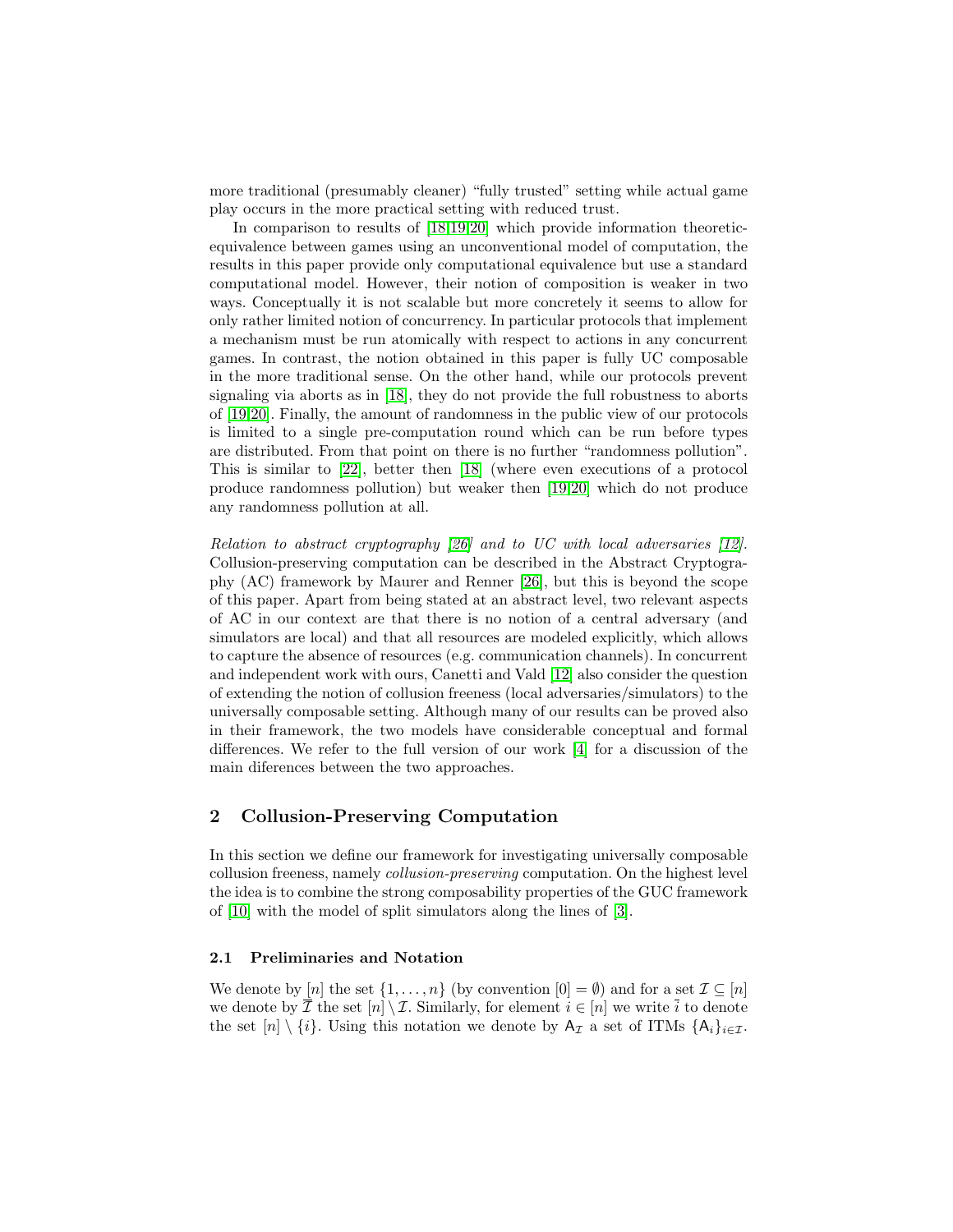more traditional (presumably cleaner) "fully trusted" setting while actual game play occurs in the more practical setting with reduced trust.

In comparison to results of [18,19,20] which provide information theoretic-equivalence between games using an unconventional model of computation, the results in this paper provide only computational equivalence but use a standard computational model. However, their notion of composition is weaker in two ways. Conceptually it is not scalable but more concretely it seems to allow for only rather limited notion of concurrency. In particular protocols that implement a mechanism must be run atomically with respect to actions in any concurrent games. In contrast, the notion obtained in this paper is fully UC composable in the more traditional sense. On the other hand, while our protocols prevent signaling via aborts as in [18], they do not provide the full robustness to aborts of [19,20]. Finally, the amount of randomness in the public view of our protocols is limited to a single pre-computation round which can be run before types are distributed. From that point on there is no further "randomness pollution". This is similar to [22], better then [18] (where even executions of a protocol produce randomness pollution) but weaker then [19,20] which do not produce any randomness pollution at all.

*Relation to abstract cryptography [26] and to UC with local adversaries [12].* Collusion-preserving computation can be described in the Abstract Cryptography (AC) framework by Maurer and Renner [26], but this is beyond the scope of this paper. Apart from being stated at an abstract level, two relevant aspects of AC in our context are that there is no notion of a central adversary (and simulators are local) and that all resources are modeled explicitly, which allows to capture the absence of resources (e.g. communication channels). In concurrent and independent work with ours, Canetti and Vald [12] also consider the question of extending the notion of collusion freeness (local adversaries/simulators) to the universally composable setting. Although many of our results can be proved also in their framework, the two models have considerable conceptual and formal differences. We refer to the full version of our work [4] for a discussion of the main diferences between the two approaches.

## 2 Collusion-Preserving Computation

In this section we define our framework for investigating universally composable collusion freeness, namely *collusion-preserving* computation. On the highest level the idea is to combine the strong composability properties of the GUC framework of [10] with the model of split simulators along the lines of [3].

### 2.1 Preliminaries and Notation

We denote by $[n]$ the set $\{1,\ldots,n\}$ (by convention $[0]=\emptyset$) and for a set $\mathcal{I}\subseteq[n]$ we denote by $\overline{\mathcal{I}}$ the set $[n]\setminus\mathcal{I}$. Similarly, for element $i\in[n]$ we write $\bar{i}$ to denote the set $[n]\setminus\{i\}$. Using this notation we denote by $\mathsf{A}_{\mathcal{I}}$ a set of ITMs $\{\mathsf{A}_i\}_{i\in\mathcal{I}}$.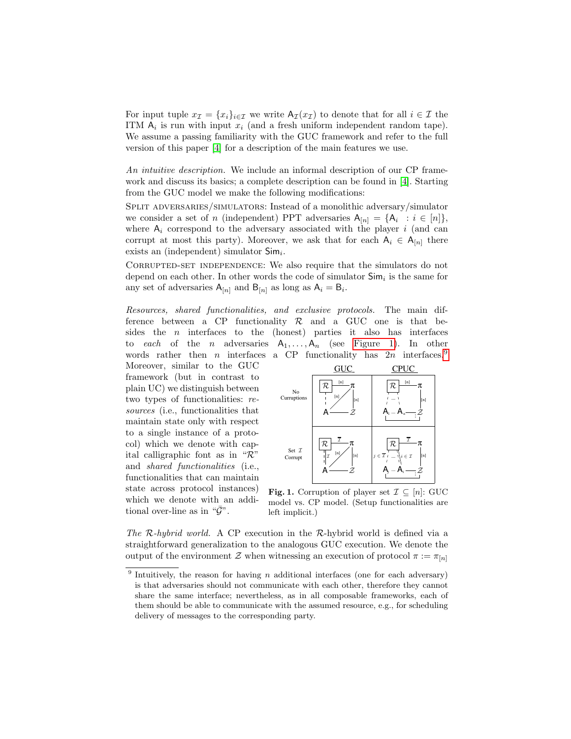For input tuple $x_{\mathcal{I}} = \{x_i\}_{i \in \mathcal{I}}$ we write $\mathsf{A}_{\mathcal{I}}(x_{\mathcal{I}})$ to denote that for all $i \in \mathcal{I}$ the ITM $\mathsf{A}_i$ is run with input $x_i$ (and a fresh uniform independent random tape). We assume a passing familiarity with the GUC framework and refer to the full version of this paper [4] for a description of the main features we use.

*An intuitive description.* We include an informal description of our CP framework and discuss its basics; a complete description can be found in [4]. Starting from the GUC model we make the following modifications:

Split adversaries/simulators: Instead of a monolithic adversary/simulator we consider a set of $n$ (independent) PPT adversaries $\mathsf{A}_{[n]} = \{\mathsf{A}_i \ : i \in [n]\}$, where $\mathsf{A}_i$ correspond to the adversary associated with the player $i$ (and can corrupt at most this party). Moreover, we ask that for each $\mathsf{A}_i \in \mathsf{A}_{[n]}$ there exists an (independent) simulator $\mathsf{Sim}_i$.

Corrupted-set independence: We also require that the simulators do not depend on each other. In other words the code of simulator $\mathsf{Sim}_i$ is the same for any set of adversaries $\mathsf{A}_{[n]}$ and $\mathsf{B}_{[n]}$ as long as $\mathsf{A}_i = \mathsf{B}_i$.

*Resources, shared functionalities, and exclusive protocols.* The main difference between a CP functionality $\mathcal{R}$ and a GUC one is that besides the $n$ interfaces to the (honest) parties it also has interfaces to *each* of the $n$ adversaries $\mathsf{A}_1, \ldots, \mathsf{A}_n$ (see Figure 1). In other words rather then $n$ interfaces a CP functionality has $2n$ interfaces.[9] Moreover, similar to the GUC framework (but in contrast to plain UC) we distinguish between two types of functionalities: *resources* (i.e., functionalities that maintain state only with respect to a single instance of a protocol) which we denote with capital calligraphic font as in "$\mathcal{R}$" and *shared functionalities* (i.e., functionalities that can maintain state across protocol instances) which we denote with an additional over-line as in "$\bar{\mathcal{G}}$".

**Fig. 1.** Corruption of player set $\mathcal{I} \subseteq [n]$: GUC model vs. CP model. (Setup functionalities are left implicit.)

*The $\mathcal{R}$-hybrid world.* A CP execution in the $\mathcal{R}$-hybrid world is defined via a straightforward generalization to the analogous GUC execution. We denote the output of the environment $\mathcal{Z}$ when witnessing an execution of protocol $\pi := \pi_{[n]}$

[9] Intuitively, the reason for having $n$ additional interfaces (one for each adversary) is that adversaries should not communicate with each other, therefore they cannot share the same interface; nevertheless, as in all composable frameworks, each of them should be able to communicate with the assumed resource, e.g., for scheduling delivery of messages to the corresponding party.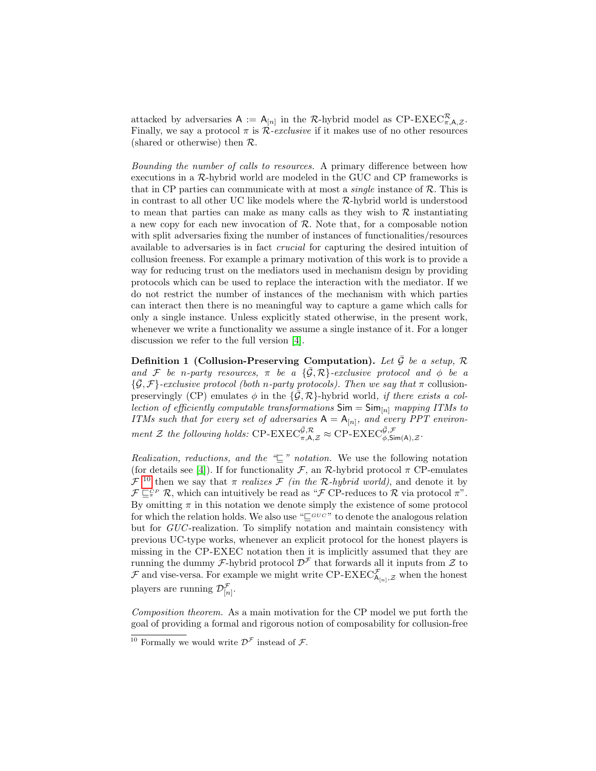attacked by adversaries $\mathsf{A} := \mathsf{A}_{[n]}$ in the $\mathcal{R}$-hybrid model as $\text{CP-EXEC}^{\mathcal{R}}_{\pi,\mathsf{A},\mathcal{Z}}$. Finally, we say a protocol $\pi$ is $\mathcal{R}$*-exclusive* if it makes use of no other resources (shared or otherwise) then $\mathcal{R}$.

*Bounding the number of calls to resources.* A primary difference between how executions in a $\mathcal{R}$-hybrid world are modeled in the GUC and CP frameworks is that in CP parties can communicate with at most a *single* instance of $\mathcal{R}$. This is in contrast to all other UC like models where the $\mathcal{R}$-hybrid world is understood to mean that parties can make as many calls as they wish to $\mathcal{R}$ instantiating a new copy for each new invocation of $\mathcal{R}$. Note that, for a composable notion with split adversaries fixing the number of instances of functionalities/resources available to adversaries is in fact *crucial* for capturing the desired intuition of collusion freeness. For example a primary motivation of this work is to provide a way for reducing trust on the mediators used in mechanism design by providing protocols which can be used to replace the interaction with the mediator. If we do not restrict the number of instances of the mechanism with which parties can interact then there is no meaningful way to capture a game which calls for only a single instance. Unless explicitly stated otherwise, in the present work, whenever we write a functionality we assume a single instance of it. For a longer discussion we refer to the full version [4].

**Definition 1 (Collusion-Preserving Computation).** *Let $\bar{\mathcal{G}}$ be a setup, $\mathcal{R}$ and $\mathcal{F}$ be $n$-party resources, $\pi$ be a $\{\bar{\mathcal{G}}, \mathcal{R}\}$-exclusive protocol and $\phi$ be a $\{\bar{\mathcal{G}}, \mathcal{F}\}$-exclusive protocol (both $n$-party protocols). Then we say that $\pi$* collusion-preservingly (CP) *emulates $\phi$ in the $\{\bar{\mathcal{G}}, \mathcal{R}\}$-hybrid world, if there exists a collection of efficiently computable transformations $\mathsf{Sim} = \mathsf{Sim}_{[n]}$ mapping ITMs to ITMs such that for every set of adversaries $\mathsf{A} = \mathsf{A}_{[n]}$, and every PPT environment $\mathcal{Z}$ the following holds: $\text{CP-EXEC}^{\bar{\mathcal{G}},\mathcal{R}}_{\pi,\mathsf{A},\mathcal{Z}} \approx \text{CP-EXEC}^{\bar{\mathcal{G}},\mathcal{F}}_{\phi,\mathsf{Sim}(\mathsf{A}),\mathcal{Z}}$.*

*Realization, reductions, and the "$\sqsubseteq$" notation.* We use the following notation (for details see [4]). If for functionality $\mathcal{F}$, an $\mathcal{R}$-hybrid protocol $\pi$ CP-emulates $\mathcal{F}$ [10] then we say that $\pi$ *realizes* $\mathcal{F}$ *(in the $\mathcal{R}$-hybrid world)*, and denote it by $\mathcal{F} \sqsubseteq^{CP}_{\pi} \mathcal{R}$, which can intuitively be read as "$\mathcal{F}$ CP-reduces to $\mathcal{R}$ via protocol $\pi$". By omitting $\pi$ in this notation we denote simply the existence of some protocol for which the relation holds. We also use "$\sqsubseteq^{GUC}$" to denote the analogous relation but for *GUC*-realization. To simplify notation and maintain consistency with previous UC-type works, whenever an explicit protocol for the honest players is missing in the CP-EXEC notation then it is implicitly assumed that they are running the dummy $\mathcal{F}$-hybrid protocol $\mathcal{D}^{\mathcal{F}}$ that forwards all it inputs from $\mathcal{Z}$ to $\mathcal{F}$ and vise-versa. For example we might write $\text{CP-EXEC}^{\mathcal{F}}_{\mathsf{A}_{[n]},\mathcal{Z}}$ when the honest players are running $\mathcal{D}^{\mathcal{F}}_{[n]}$.

*Composition theorem.* As a main motivation for the CP model we put forth the goal of providing a formal and rigorous notion of composability for collusion-free

[10] Formally we would write $\mathcal{D}^{\mathcal{F}}$ instead of $\mathcal{F}$.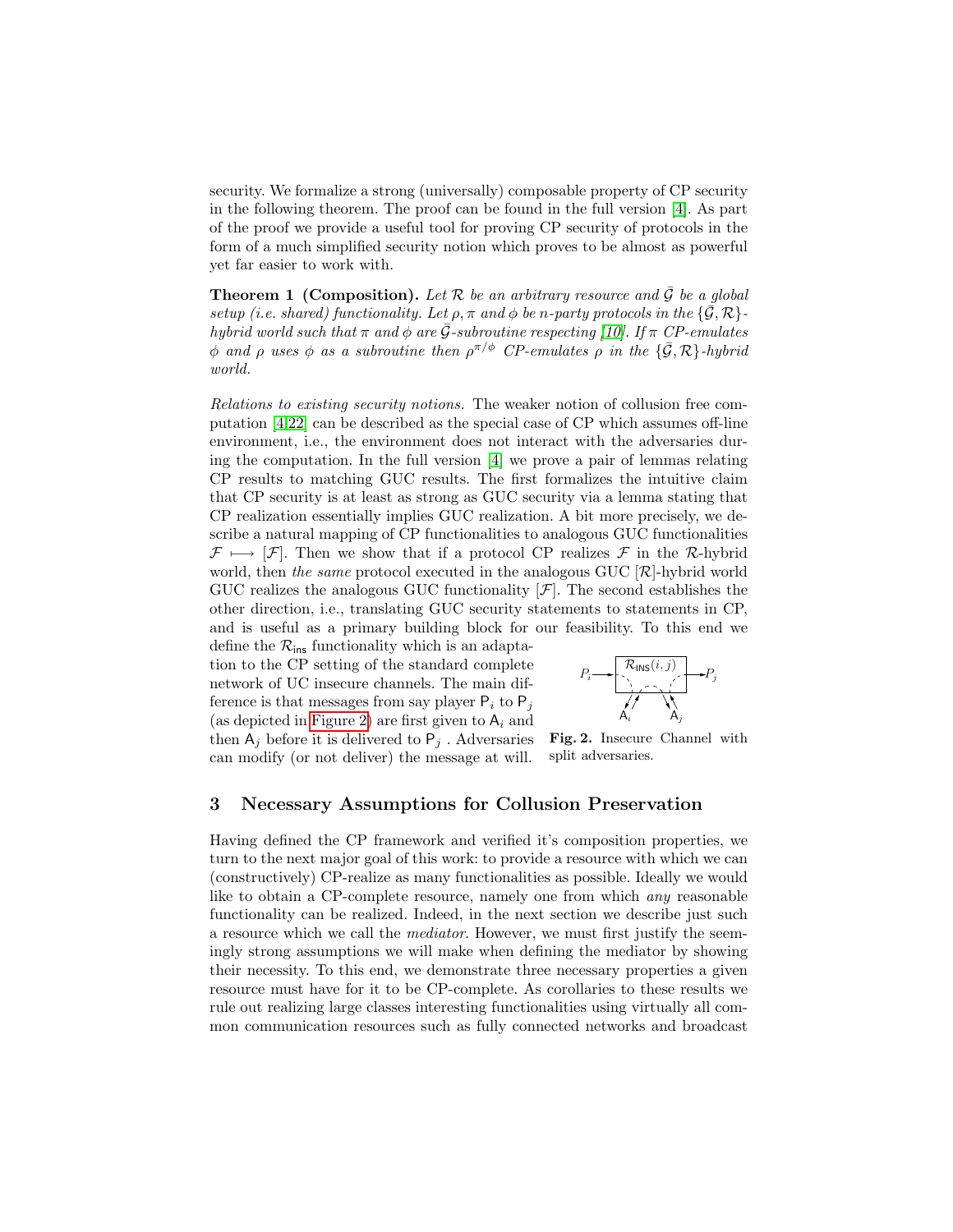security. We formalize a strong (universally) composable property of CP security in the following theorem. The proof can be found in the full version [4]. As part of the proof we provide a useful tool for proving CP security of protocols in the form of a much simplified security notion which proves to be almost as powerful yet far easier to work with.

**Theorem 1 (Composition).** *Let $\mathcal{R}$ be an arbitrary resource and $\bar{\mathcal{G}}$ be a global setup (i.e. shared) functionality. Let $\rho, \pi$ and $\phi$ be $n$-party protocols in the $\{\bar{\mathcal{G}}, \mathcal{R}\}$-hybrid world such that $\pi$ and $\phi$ are $\bar{\mathcal{G}}$-subroutine respecting [10]. If $\pi$ CP-emulates $\phi$ and $\rho$ uses $\phi$ as a subroutine then $\rho^{\pi/\phi}$ CP-emulates $\rho$ in the $\{\bar{\mathcal{G}}, \mathcal{R}\}$-hybrid world.*

*Relations to existing security notions.* The weaker notion of collusion free computation [4,22] can be described as the special case of CP which assumes off-line environment, i.e., the environment does not interact with the adversaries during the computation. In the full version [4] we prove a pair of lemmas relating CP results to matching GUC results. The first formalizes the intuitive claim that CP security is at least as strong as GUC security via a lemma stating that CP realization essentially implies GUC realization. A bit more precisely, we describe a natural mapping of CP functionalities to analogous GUC functionalities $\mathcal{F} \longmapsto [\mathcal{F}]$. Then we show that if a protocol CP realizes $\mathcal{F}$ in the $\mathcal{R}$-hybrid world, then *the same* protocol executed in the analogous GUC $[\mathcal{R}]$-hybrid world GUC realizes the analogous GUC functionality $[\mathcal{F}]$. The second establishes the other direction, i.e., translating GUC security statements to statements in CP, and is useful as a primary building block for our feasibility. To this end we define the $\mathcal{R}_{\mathsf{ins}}$ functionality which is an adaptation to the CP setting of the standard complete network of UC insecure channels. The main difference is that messages from say player $\mathsf{P}_i$ to $\mathsf{P}_j$ (as depicted in Figure 2) are first given to $\mathsf{A}_i$ and then $\mathsf{A}_j$ before it is delivered to $\mathsf{P}_j$ . Adversaries can modify (or not deliver) the message at will.

**Fig. 2.** Insecure Channel with split adversaries.

## 3 Necessary Assumptions for Collusion Preservation

Having defined the CP framework and verified it's composition properties, we turn to the next major goal of this work: to provide a resource with which we can (constructively) CP-realize as many functionalities as possible. Ideally we would like to obtain a CP-complete resource, namely one from which *any* reasonable functionality can be realized. Indeed, in the next section we describe just such a resource which we call the *mediator*. However, we must first justify the seemingly strong assumptions we will make when defining the mediator by showing their necessity. To this end, we demonstrate three necessary properties a given resource must have for it to be CP-complete. As corollaries to these results we rule out realizing large classes interesting functionalities using virtually all common communication resources such as fully connected networks and broadcast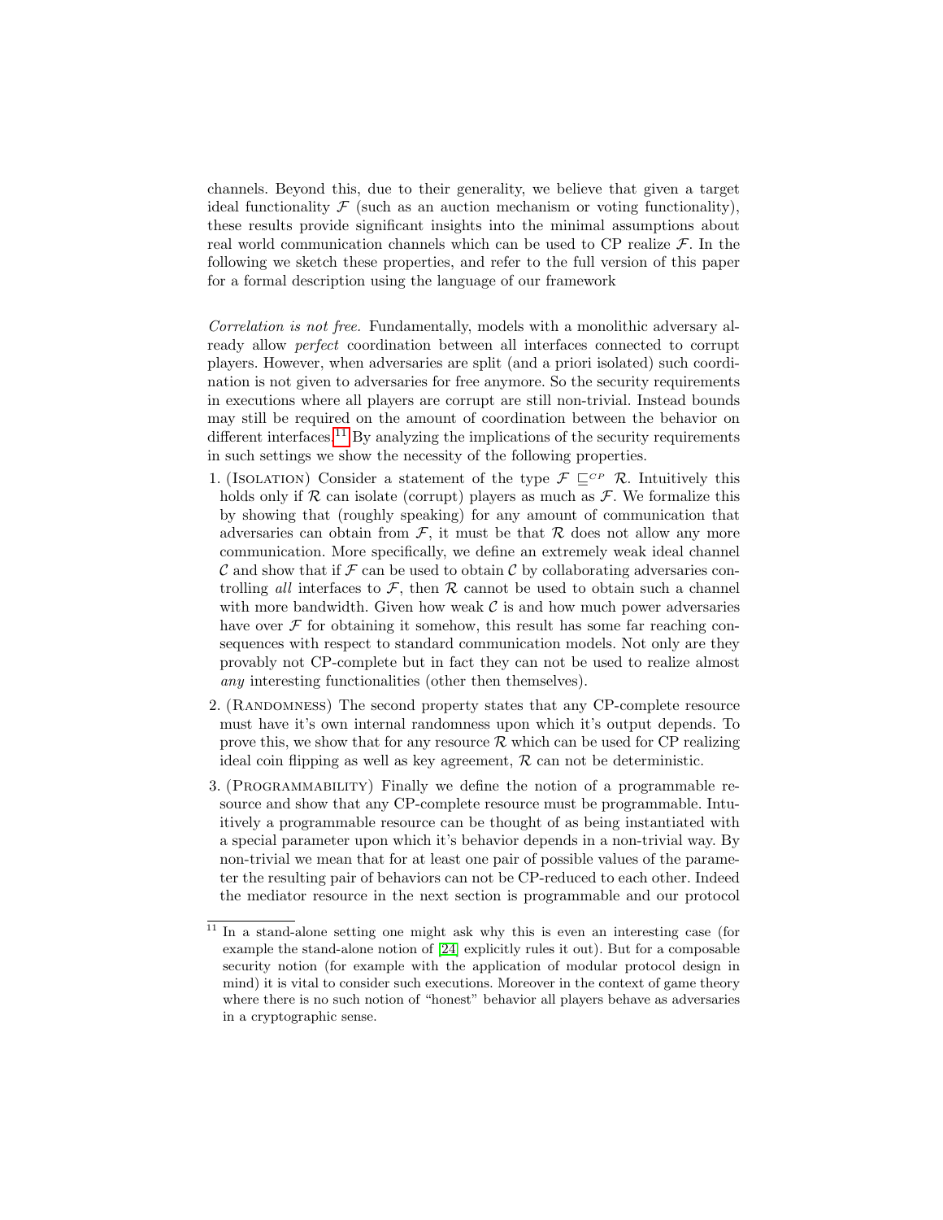channels. Beyond this, due to their generality, we believe that given a target ideal functionality $\mathcal{F}$ (such as an auction mechanism or voting functionality), these results provide significant insights into the minimal assumptions about real world communication channels which can be used to CP realize $\mathcal{F}$. In the following we sketch these properties, and refer to the full version of this paper for a formal description using the language of our framework

*Correlation is not free.* Fundamentally, models with a monolithic adversary already allow *perfect* coordination between all interfaces connected to corrupt players. However, when adversaries are split (and a priori isolated) such coordination is not given to adversaries for free anymore. So the security requirements in executions where all players are corrupt are still non-trivial. Instead bounds may still be required on the amount of coordination between the behavior on different interfaces.[11] By analyzing the implications of the security requirements in such settings we show the necessity of the following properties.

1. (Isolation) Consider a statement of the type $\mathcal{F} \sqsubseteq^{CP} \mathcal{R}$. Intuitively this holds only if $\mathcal{R}$ can isolate (corrupt) players as much as $\mathcal{F}$. We formalize this by showing that (roughly speaking) for any amount of communication that adversaries can obtain from $\mathcal{F}$, it must be that $\mathcal{R}$ does not allow any more communication. More specifically, we define an extremely weak ideal channel $\mathcal{C}$ and show that if $\mathcal{F}$ can be used to obtain $\mathcal{C}$ by collaborating adversaries controlling *all* interfaces to $\mathcal{F}$, then $\mathcal{R}$ cannot be used to obtain such a channel with more bandwidth. Given how weak $\mathcal{C}$ is and how much power adversaries have over $\mathcal{F}$ for obtaining it somehow, this result has some far reaching consequences with respect to standard communication models. Not only are they provably not CP-complete but in fact they can not be used to realize almost *any* interesting functionalities (other then themselves).
2. (Randomness) The second property states that any CP-complete resource must have it's own internal randomness upon which it's output depends. To prove this, we show that for any resource $\mathcal{R}$ which can be used for CP realizing ideal coin flipping as well as key agreement, $\mathcal{R}$ can not be deterministic.
3. (Programmability) Finally we define the notion of a programmable resource and show that any CP-complete resource must be programmable. Intuitively a programmable resource can be thought of as being instantiated with a special parameter upon which it's behavior depends in a non-trivial way. By non-trivial we mean that for at least one pair of possible values of the parameter the resulting pair of behaviors can not be CP-reduced to each other. Indeed the mediator resource in the next section is programmable and our protocol

[11] In a stand-alone setting one might ask why this is even an interesting case (for example the stand-alone notion of [24] explicitly rules it out). But for a composable security notion (for example with the application of modular protocol design in mind) it is vital to consider such executions. Moreover in the context of game theory where there is no such notion of "honest" behavior all players behave as adversaries in a cryptographic sense.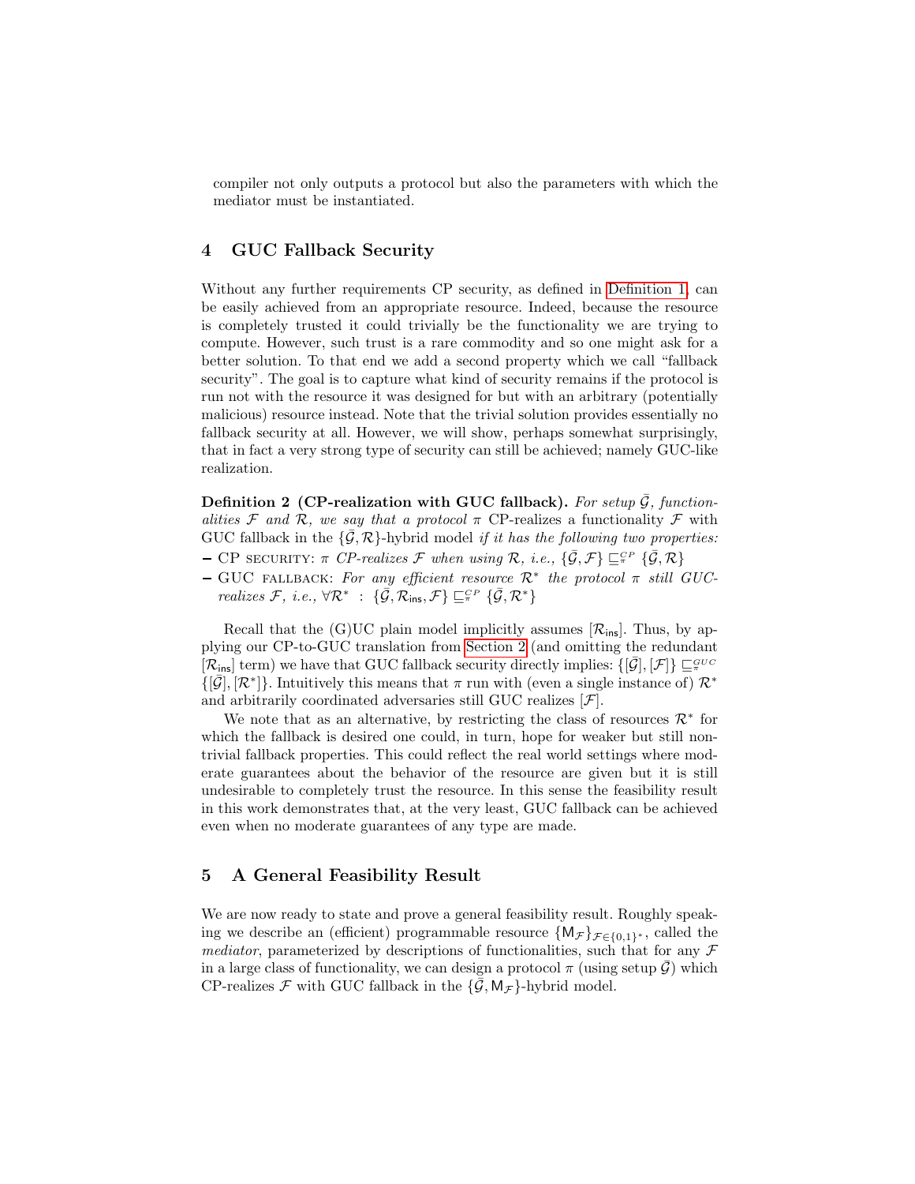compiler not only outputs a protocol but also the parameters with which the mediator must be instantiated.

## 4 GUC Fallback Security

Without any further requirements CP security, as defined in Definition 1, can be easily achieved from an appropriate resource. Indeed, because the resource is completely trusted it could trivially be the functionality we are trying to compute. However, such trust is a rare commodity and so one might ask for a better solution. To that end we add a second property which we call "fallback security". The goal is to capture what kind of security remains if the protocol is run not with the resource it was designed for but with an arbitrary (potentially malicious) resource instead. Note that the trivial solution provides essentially no fallback security at all. However, we will show, perhaps somewhat surprisingly, that in fact a very strong type of security can still be achieved; namely GUC-like realization.

**Definition 2 (CP-realization with GUC fallback).** *For setup $\bar{\mathcal{G}}$, functionalities $\mathcal{F}$ and $\mathcal{R}$, we say that a protocol $\pi$* CP-realizes a functionality $\mathcal{F}$ with GUC fallback in the $\{\bar{\mathcal{G}}, \mathcal{R}\}$-hybrid model *if it has the following two properties:*

- CP SECURITY: *$\pi$ CP-realizes $\mathcal{F}$ when using $\mathcal{R}$, i.e., $\{\bar{\mathcal{G}}, \mathcal{F}\} \sqsubseteq_{\pi}^{CP} \{\bar{\mathcal{G}}, \mathcal{R}\}$*
- GUC FALLBACK: *For any efficient resource $\mathcal{R}^*$ the protocol $\pi$ still GUC-realizes $\mathcal{F}$, i.e., $\forall \mathcal{R}^* \ : \ \{\bar{\mathcal{G}}, \mathcal{R}_{\mathsf{ins}}, \mathcal{F}\} \sqsubseteq_{\pi}^{CP} \{\bar{\mathcal{G}}, \mathcal{R}^*\}$*

Recall that the (G)UC plain model implicitly assumes $[\mathcal{R}_{\mathsf{ins}}]$. Thus, by applying our CP-to-GUC translation from Section 2 (and omitting the redundant $[\mathcal{R}_{\mathsf{ins}}]$ term) we have that GUC fallback security directly implies: $\{[\bar{\mathcal{G}}], [\mathcal{F}]\} \sqsubseteq_{\pi}^{GUC} \{[\bar{\mathcal{G}}], [\mathcal{R}^*]\}$. Intuitively this means that $\pi$ run with (even a single instance of) $\mathcal{R}^*$ and arbitrarily coordinated adversaries still GUC realizes $[\mathcal{F}]$.

We note that as an alternative, by restricting the class of resources $\mathcal{R}^*$ for which the fallback is desired one could, in turn, hope for weaker but still non-trivial fallback properties. This could reflect the real world settings where moderate guarantees about the behavior of the resource are given but it is still undesirable to completely trust the resource. In this sense the feasibility result in this work demonstrates that, at the very least, GUC fallback can be achieved even when no moderate guarantees of any type are made.

## 5 A General Feasibility Result

We are now ready to state and prove a general feasibility result. Roughly speaking we describe an (efficient) programmable resource $\{\mathsf{M}_{\mathcal{F}}\}_{\mathcal{F} \in \{0,1\}^*}$, called the *mediator*, parameterized by descriptions of functionalities, such that for any $\mathcal{F}$ in a large class of functionality, we can design a protocol $\pi$ (using setup $\bar{\mathcal{G}}$) which CP-realizes $\mathcal{F}$ with GUC fallback in the $\{\bar{\mathcal{G}}, \mathsf{M}_{\mathcal{F}}\}$-hybrid model.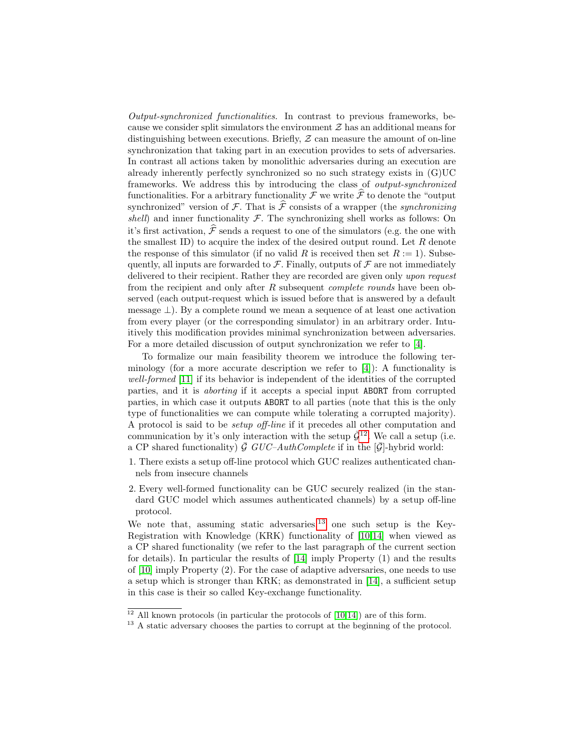*Output-synchronized functionalities.* In contrast to previous frameworks, because we consider split simulators the environment $\mathcal{Z}$ has an additional means for distinguishing between executions. Briefly, $\mathcal{Z}$ can measure the amount of on-line synchronization that taking part in an execution provides to sets of adversaries. In contrast all actions taken by monolithic adversaries during an execution are already inherently perfectly synchronized so no such strategy exists in (G)UC frameworks. We address this by introducing the class of *output-synchronized* functionalities. For a arbitrary functionality $\mathcal{F}$ we write $\widehat{\mathcal{F}}$ to denote the "output synchronized" version of $\mathcal{F}$. That is $\widehat{\mathcal{F}}$ consists of a wrapper (the *synchronizing shell*) and inner functionality $\mathcal{F}$. The synchronizing shell works as follows: On it's first activation, $\widehat{\mathcal{F}}$ sends a request to one of the simulators (e.g. the one with the smallest ID) to acquire the index of the desired output round. Let $R$ denote the response of this simulator (if no valid $R$ is received then set $R := 1$). Subsequently, all inputs are forwarded to $\mathcal{F}$. Finally, outputs of $\mathcal{F}$ are not immediately delivered to their recipient. Rather they are recorded are given only *upon request* from the recipient and only after $R$ subsequent *complete rounds* have been observed (each output-request which is issued before that is answered by a default message $\perp$). By a complete round we mean a sequence of at least one activation from every player (or the corresponding simulator) in an arbitrary order. Intuitively this modification provides minimal synchronization between adversaries. For a more detailed discussion of output synchronization we refer to [4].

To formalize our main feasibility theorem we introduce the following terminology (for a more accurate description we refer to [4]): A functionality is *well-formed* [11] if its behavior is independent of the identities of the corrupted parties, and it is *aborting* if it accepts a special input `ABORT` from corrupted parties, in which case it outputs `ABORT` to all parties (note that this is the only type of functionalities we can compute while tolerating a corrupted majority). A protocol is said to be *setup off-line* if it precedes all other computation and communication by it's only interaction with the setup $\bar{\mathcal{G}}$[12]. We call a setup (i.e. a CP shared functionality) $\bar{\mathcal{G}}$ *GUC–AuthComplete* if in the $[\bar{\mathcal{G}}]$-hybrid world:

1. There exists a setup off-line protocol which GUC realizes authenticated channels from insecure channels
2. Every well-formed functionality can be GUC securely realized (in the standard GUC model which assumes authenticated channels) by a setup off-line protocol.

We note that, assuming static adversaries[13] one such setup is the Key-Registration with Knowledge (KRK) functionality of [10,14] when viewed as a CP shared functionality (we refer to the last paragraph of the current section for details). In particular the results of [14] imply Property (1) and the results of [10] imply Property (2). For the case of adaptive adversaries, one needs to use a setup which is stronger than KRK; as demonstrated in [14], a sufficient setup in this case is their so called Key-exchange functionality.

---

[12] All known protocols (in particular the protocols of [10,14]) are of this form.

[13] A static adversary chooses the parties to corrupt at the beginning of the protocol.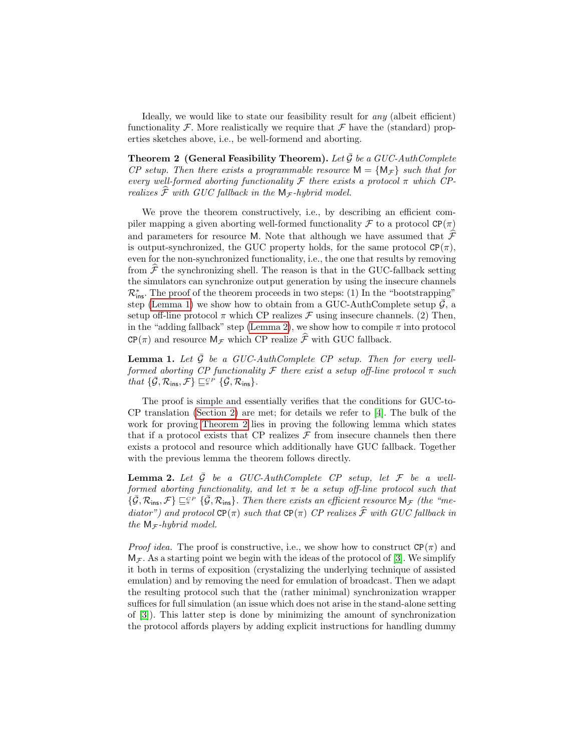Ideally, we would like to state our feasibility result for *any* (albeit efficient) functionality $\mathcal{F}$. More realistically we require that $\mathcal{F}$ have the (standard) properties sketches above, i.e., be well-formend and aborting.

**Theorem 2 (General Feasibility Theorem).** *Let $\bar{\mathcal{G}}$ be a GUC-AuthComplete CP setup. Then there exists a programmable resource $\mathsf{M} = \{\mathsf{M}_{\mathcal{F}}\}$ such that for every well-formed aborting functionality $\mathcal{F}$ there exists a protocol $\pi$ which CP-realizes $\widehat{\mathcal{F}}$ with GUC fallback in the $\mathsf{M}_{\mathcal{F}}$-hybrid model.*

We prove the theorem constructively, i.e., by describing an efficient compiler mapping a given aborting well-formed functionality $\mathcal{F}$ to a protocol $\mathtt{CP}(\pi)$ and parameters for resource $\mathsf{M}$. Note that although we have assumed that $\widehat{\mathcal{F}}$ is output-synchronized, the GUC property holds, for the same protocol $\mathtt{CP}(\pi)$, even for the non-synchronized functionality, i.e., the one that results by removing from $\widehat{\mathcal{F}}$ the synchronizing shell. The reason is that in the GUC-fallback setting the simulators can synchronize output generation by using the insecure channels $\mathcal{R}^*_{\mathsf{ins}}$. The proof of the theorem proceeds in two steps: (1) In the "bootstrapping" step (Lemma 1) we show how to obtain from a GUC-AuthComplete setup $\bar{\mathcal{G}}$, a setup off-line protocol $\pi$ which CP realizes $\mathcal{F}$ using insecure channels. (2) Then, in the "adding fallback" step (Lemma 2), we show how to compile $\pi$ into protocol $\mathtt{CP}(\pi)$ and resource $\mathsf{M}_{\mathcal{F}}$ which CP realize $\widehat{\mathcal{F}}$ with GUC fallback.

**Lemma 1.** *Let $\bar{\mathcal{G}}$ be a GUC-AuthComplete CP setup. Then for every well-formed aborting CP functionality $\mathcal{F}$ there exist a setup off-line protocol $\pi$ such that $\{\bar{\mathcal{G}}, \mathcal{R}_{\mathsf{ins}}, \mathcal{F}\} \sqsubseteq^{CP}_{\pi} \{\bar{\mathcal{G}}, \mathcal{R}_{\mathsf{ins}}\}$.*

The proof is simple and essentially verifies that the conditions for GUC-to-CP translation (Section 2) are met; for details we refer to [4]. The bulk of the work for proving Theorem 2 lies in proving the following lemma which states that if a protocol exists that CP realizes $\mathcal{F}$ from insecure channels then there exists a protocol and resource which additionally have GUC fallback. Together with the previous lemma the theorem follows directly.

**Lemma 2.** *Let $\bar{\mathcal{G}}$ be a GUC-AuthComplete CP setup, let $\mathcal{F}$ be a well-formed aborting functionality, and let $\pi$ be a setup off-line protocol such that $\{\bar{\mathcal{G}}, \mathcal{R}_{\mathsf{ins}}, \mathcal{F}\} \sqsubseteq^{CP}_{\pi} \{\bar{\mathcal{G}}, \mathcal{R}_{\mathsf{ins}}\}$. Then there exists an efficient resource $\mathsf{M}_{\mathcal{F}}$ (the "mediator") and protocol $\mathtt{CP}(\pi)$ such that $\mathtt{CP}(\pi)$ CP realizes $\widehat{\mathcal{F}}$ with GUC fallback in the $\mathsf{M}_{\mathcal{F}}$-hybrid model.*

*Proof idea.* The proof is constructive, i.e., we show how to construct $\mathtt{CP}(\pi)$ and $\mathsf{M}_{\mathcal{F}}$. As a starting point we begin with the ideas of the protocol of [3]. We simplify it both in terms of exposition (crystalizing the underlying technique of assisted emulation) and by removing the need for emulation of broadcast. Then we adapt the resulting protocol such that the (rather minimal) synchronization wrapper suffices for full simulation (an issue which does not arise in the stand-alone setting of [3]). This latter step is done by minimizing the amount of synchronization the protocol affords players by adding explicit instructions for handling dummy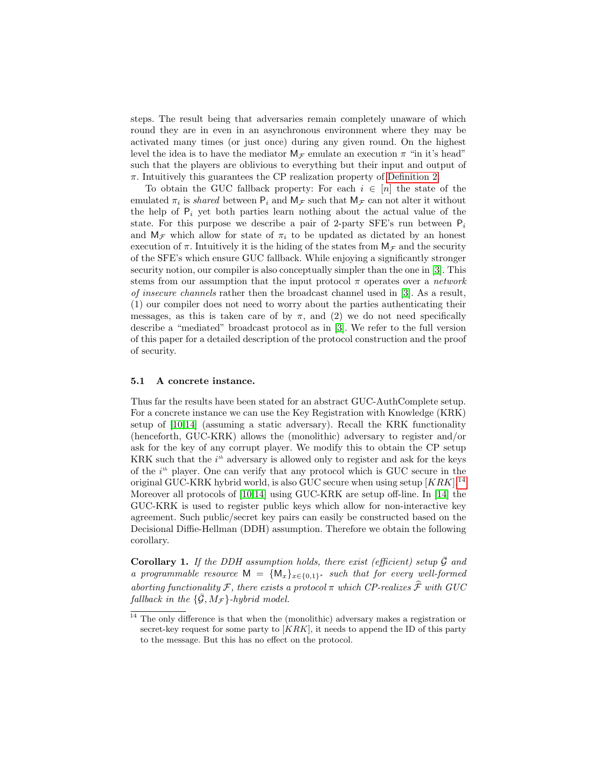steps. The result being that adversaries remain completely unaware of which round they are in even in an asynchronous environment where they may be activated many times (or just once) during any given round. On the highest level the idea is to have the mediator $\mathsf{M}_{\mathcal{F}}$ emulate an execution $\pi$ "in it's head" such that the players are oblivious to everything but their input and output of $\pi$. Intuitively this guarantees the CP realization property of Definition 2.

To obtain the GUC fallback property: For each $i \in [n]$ the state of the emulated $\pi_i$ is *shared* between $\mathsf{P}_i$ and $\mathsf{M}_{\mathcal{F}}$ such that $\mathsf{M}_{\mathcal{F}}$ can not alter it without the help of $\mathsf{P}_i$ yet both parties learn nothing about the actual value of the state. For this purpose we describe a pair of 2-party SFE's run between $\mathsf{P}_i$ and $\mathsf{M}_{\mathcal{F}}$ which allow for state of $\pi_i$ to be updated as dictated by an honest execution of $\pi$. Intuitively it is the hiding of the states from $\mathsf{M}_{\mathcal{F}}$ and the security of the SFE's which ensure GUC fallback. While enjoying a significantly stronger security notion, our compiler is also conceptually simpler than the one in [3]. This stems from our assumption that the input protocol $\pi$ operates over a *network of insecure channels* rather then the broadcast channel used in [3]. As a result, (1) our compiler does not need to worry about the parties authenticating their messages, as this is taken care of by $\pi$, and (2) we do not need specifically describe a "mediated" broadcast protocol as in [3]. We refer to the full version of this paper for a detailed description of the protocol construction and the proof of security.

### 5.1 A concrete instance.

Thus far the results have been stated for an abstract GUC-AuthComplete setup. For a concrete instance we can use the Key Registration with Knowledge (KRK) setup of [10,14] (assuming a static adversary). Recall the KRK functionality (henceforth, GUC-KRK) allows the (monolithic) adversary to register and/or ask for the key of any corrupt player. We modify this to obtain the CP setup KRK such that the $i^{th}$ adversary is allowed only to register and ask for the keys of the $i^{th}$ player. One can verify that any protocol which is GUC secure in the original GUC-KRK hybrid world, is also GUC secure when using setup $[KRK]$.[14] Moreover all protocols of [10,14] using GUC-KRK are setup off-line. In [14] the GUC-KRK is used to register public keys which allow for non-interactive key agreement. Such public/secret key pairs can easily be constructed based on the Decisional Diffie-Hellman (DDH) assumption. Therefore we obtain the following corollary.

**Corollary 1.** *If the DDH assumption holds, there exist (efficient) setup $\bar{\mathcal{G}}$ and a programmable resource $\mathsf{M} = \{\mathsf{M}_x\}_{x\in\{0,1\}^*}$ such that for every well-formed aborting functionality $\mathcal{F}$, there exists a protocol $\pi$ which CP-realizes $\widehat{\mathcal{F}}$ with GUC fallback in the $\{\bar{\mathcal{G}}, M_{\mathcal{F}}\}$-hybrid model.*

[14] The only difference is that when the (monolithic) adversary makes a registration or secret-key request for some party to $[KRK]$, it needs to append the ID of this party to the message. But this has no effect on the protocol.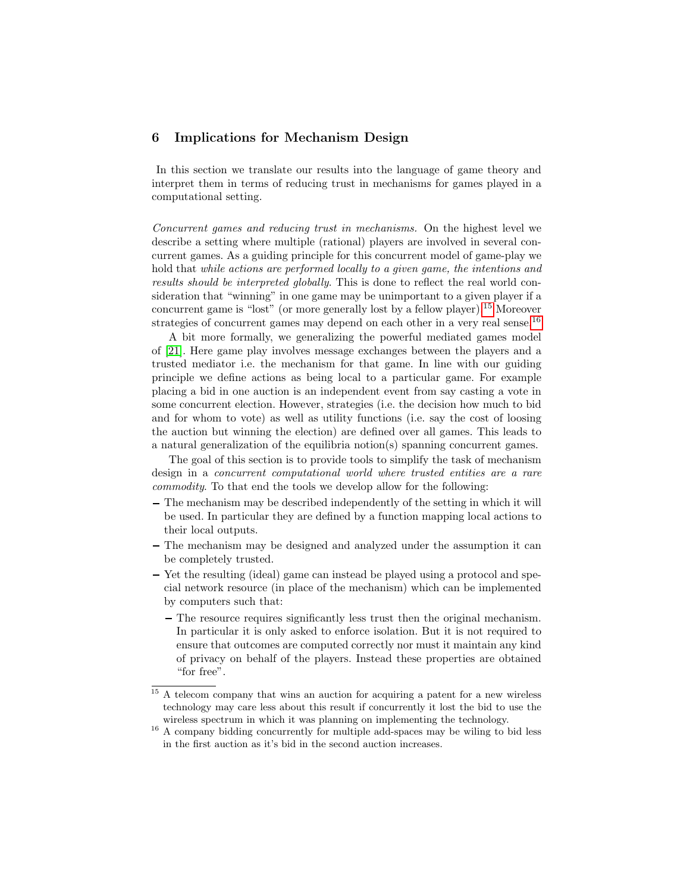## 6 Implications for Mechanism Design

In this section we translate our results into the language of game theory and interpret them in terms of reducing trust in mechanisms for games played in a computational setting.

*Concurrent games and reducing trust in mechanisms.* On the highest level we describe a setting where multiple (rational) players are involved in several concurrent games. As a guiding principle for this concurrent model of game-play we hold that *while actions are performed locally to a given game, the intentions and results should be interpreted globally*. This is done to reflect the real world consideration that "winning" in one game may be unimportant to a given player if a concurrent game is "lost" (or more generally lost by a fellow player).[15] Moreover strategies of concurrent games may depend on each other in a very real sense.[16]

A bit more formally, we generalizing the powerful mediated games model of [21]. Here game play involves message exchanges between the players and a trusted mediator i.e. the mechanism for that game. In line with our guiding principle we define actions as being local to a particular game. For example placing a bid in one auction is an independent event from say casting a vote in some concurrent election. However, strategies (i.e. the decision how much to bid and for whom to vote) as well as utility functions (i.e. say the cost of loosing the auction but winning the election) are defined over all games. This leads to a natural generalization of the equilibria notion(s) spanning concurrent games.

The goal of this section is to provide tools to simplify the task of mechanism design in a *concurrent computational world where trusted entities are a rare commodity*. To that end the tools we develop allow for the following:

- The mechanism may be described independently of the setting in which it will be used. In particular they are defined by a function mapping local actions to their local outputs.
- The mechanism may be designed and analyzed under the assumption it can be completely trusted.
- Yet the resulting (ideal) game can instead be played using a protocol and special network resource (in place of the mechanism) which can be implemented by computers such that:
  - The resource requires significantly less trust then the original mechanism. In particular it is only asked to enforce isolation. But it is not required to ensure that outcomes are computed correctly nor must it maintain any kind of privacy on behalf of the players. Instead these properties are obtained "for free".

[15] A telecom company that wins an auction for acquiring a patent for a new wireless technology may care less about this result if concurrently it lost the bid to use the wireless spectrum in which it was planning on implementing the technology.

[16] A company bidding concurrently for multiple add-spaces may be wiling to bid less in the first auction as it's bid in the second auction increases.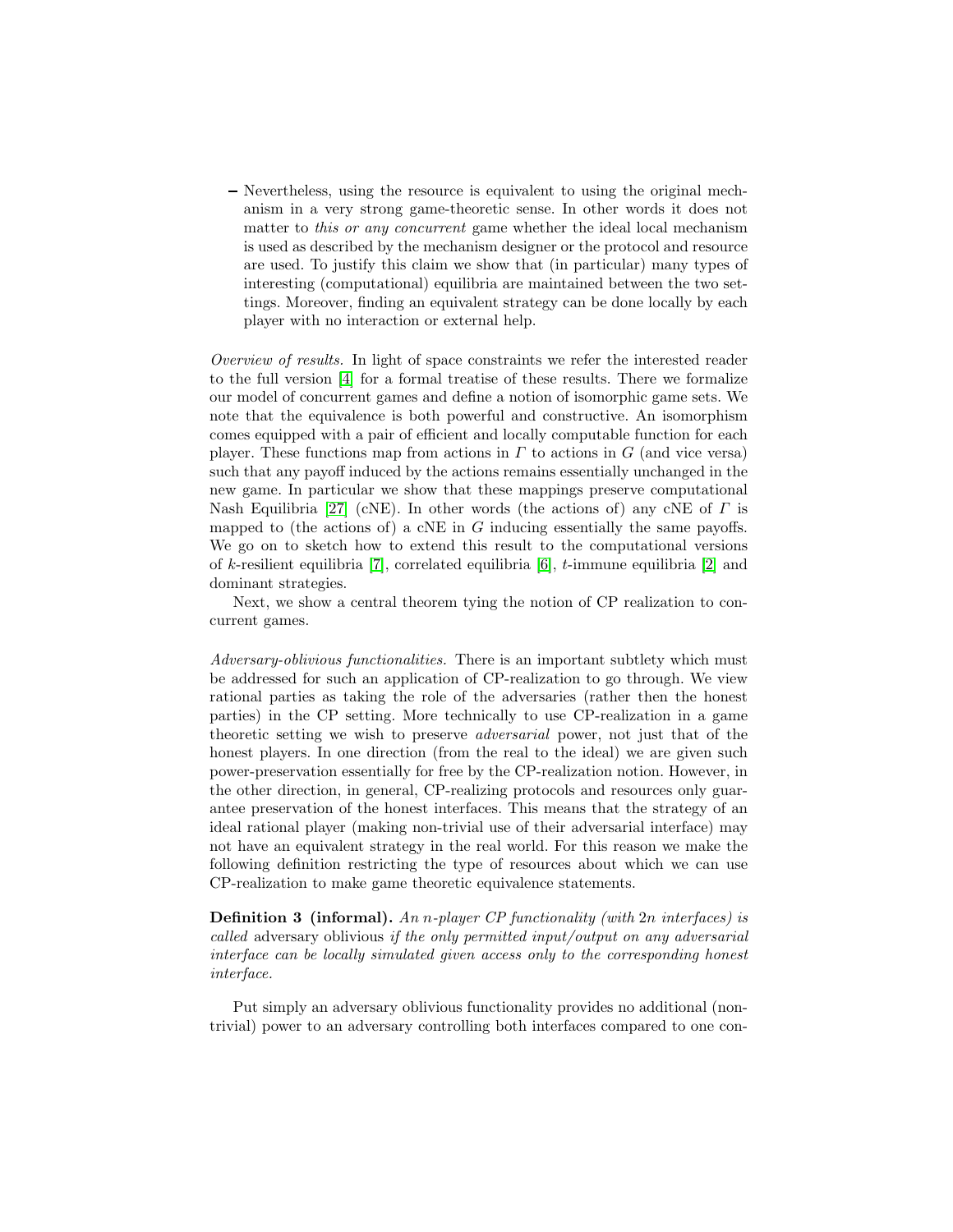- Nevertheless, using the resource is equivalent to using the original mechanism in a very strong game-theoretic sense. In other words it does not matter to *this or any concurrent* game whether the ideal local mechanism is used as described by the mechanism designer or the protocol and resource are used. To justify this claim we show that (in particular) many types of interesting (computational) equilibria are maintained between the two settings. Moreover, finding an equivalent strategy can be done locally by each player with no interaction or external help.

*Overview of results.* In light of space constraints we refer the interested reader to the full version [4] for a formal treatise of these results. There we formalize our model of concurrent games and define a notion of isomorphic game sets. We note that the equivalence is both powerful and constructive. An isomorphism comes equipped with a pair of efficient and locally computable function for each player. These functions map from actions in $\Gamma$ to actions in $G$ (and vice versa) such that any payoff induced by the actions remains essentially unchanged in the new game. In particular we show that these mappings preserve computational Nash Equilibria [27] (cNE). In other words (the actions of) any cNE of $\Gamma$ is mapped to (the actions of) a cNE in $G$ inducing essentially the same payoffs. We go on to sketch how to extend this result to the computational versions of $k$-resilient equilibria [7], correlated equilibria [6], $t$-immune equilibria [2] and dominant strategies.

Next, we show a central theorem tying the notion of CP realization to concurrent games.

*Adversary-oblivious functionalities.* There is an important subtlety which must be addressed for such an application of CP-realization to go through. We view rational parties as taking the role of the adversaries (rather then the honest parties) in the CP setting. More technically to use CP-realization in a game theoretic setting we wish to preserve *adversarial* power, not just that of the honest players. In one direction (from the real to the ideal) we are given such power-preservation essentially for free by the CP-realization notion. However, in the other direction, in general, CP-realizing protocols and resources only guarantee preservation of the honest interfaces. This means that the strategy of an ideal rational player (making non-trivial use of their adversarial interface) may not have an equivalent strategy in the real world. For this reason we make the following definition restricting the type of resources about which we can use CP-realization to make game theoretic equivalence statements.

**Definition 3 (informal).** *An $n$-player CP functionality (with $2n$ interfaces) is called* adversary oblivious *if the only permitted input/output on any adversarial interface can be locally simulated given access only to the corresponding honest interface.*

Put simply an adversary oblivious functionality provides no additional (non-trivial) power to an adversary controlling both interfaces compared to one con-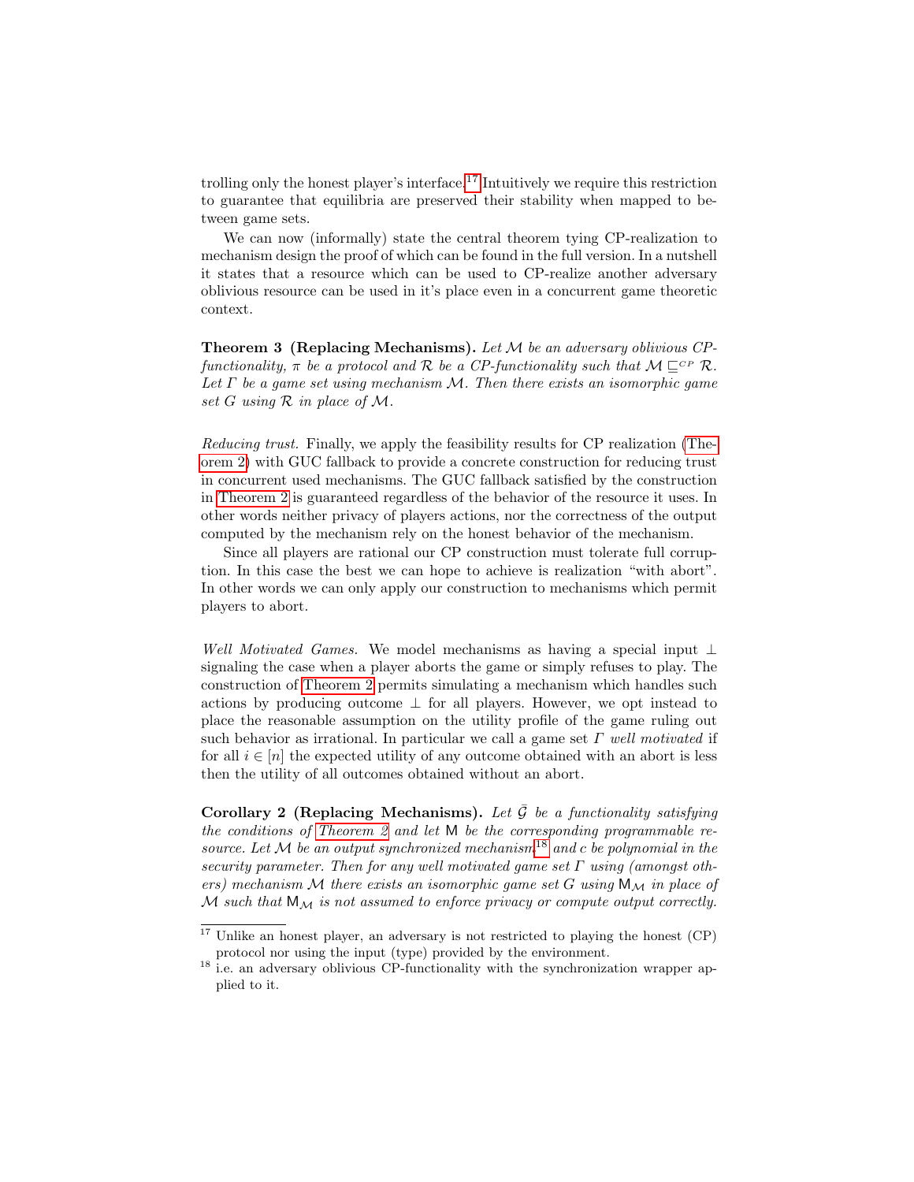trolling only the honest player's interface.[17] Intuitively we require this restriction to guarantee that equilibria are preserved their stability when mapped to between game sets.

We can now (informally) state the central theorem tying CP-realization to mechanism design the proof of which can be found in the full version. In a nutshell it states that a resource which can be used to CP-realize another adversary oblivious resource can be used in it's place even in a concurrent game theoretic context.

**Theorem 3 (Replacing Mechanisms).** *Let $\mathcal{M}$ be an adversary oblivious CP-functionality, $\pi$ be a protocol and $\mathcal{R}$ be a CP-functionality such that $\mathcal{M} \sqsubseteq^{CP} \mathcal{R}$. Let $\Gamma$ be a game set using mechanism $\mathcal{M}$. Then there exists an isomorphic game set $G$ using $\mathcal{R}$ in place of $\mathcal{M}$.*

*Reducing trust.* Finally, we apply the feasibility results for CP realization (Theorem 2) with GUC fallback to provide a concrete construction for reducing trust in concurrent used mechanisms. The GUC fallback satisfied by the construction in Theorem 2 is guaranteed regardless of the behavior of the resource it uses. In other words neither privacy of players actions, nor the correctness of the output computed by the mechanism rely on the honest behavior of the mechanism.

Since all players are rational our CP construction must tolerate full corruption. In this case the best we can hope to achieve is realization "with abort". In other words we can only apply our construction to mechanisms which permit players to abort.

*Well Motivated Games.* We model mechanisms as having a special input $\perp$ signaling the case when a player aborts the game or simply refuses to play. The construction of Theorem 2 permits simulating a mechanism which handles such actions by producing outcome $\perp$ for all players. However, we opt instead to place the reasonable assumption on the utility profile of the game ruling out such behavior as irrational. In particular we call a game set $\Gamma$ *well motivated* if for all $i \in [n]$ the expected utility of any outcome obtained with an abort is less then the utility of all outcomes obtained without an abort.

**Corollary 2 (Replacing Mechanisms).** *Let $\bar{\mathcal{G}}$ be a functionality satisfying the conditions of Theorem 2 and let $\mathsf{M}$ be the corresponding programmable resource. Let $\mathcal{M}$ be an output synchronized mechanism[18] and $c$ be polynomial in the security parameter. Then for any well motivated game set $\Gamma$ using (amongst others) mechanism $\mathcal{M}$ there exists an isomorphic game set $G$ using $\mathsf{M}_{\mathcal{M}}$ in place of $\mathcal{M}$ such that $\mathsf{M}_{\mathcal{M}}$ is not assumed to enforce privacy or compute output correctly.*

---

[17] Unlike an honest player, an adversary is not restricted to playing the honest (CP) protocol nor using the input (type) provided by the environment.

[18] i.e. an adversary oblivious CP-functionality with the synchronization wrapper applied to it.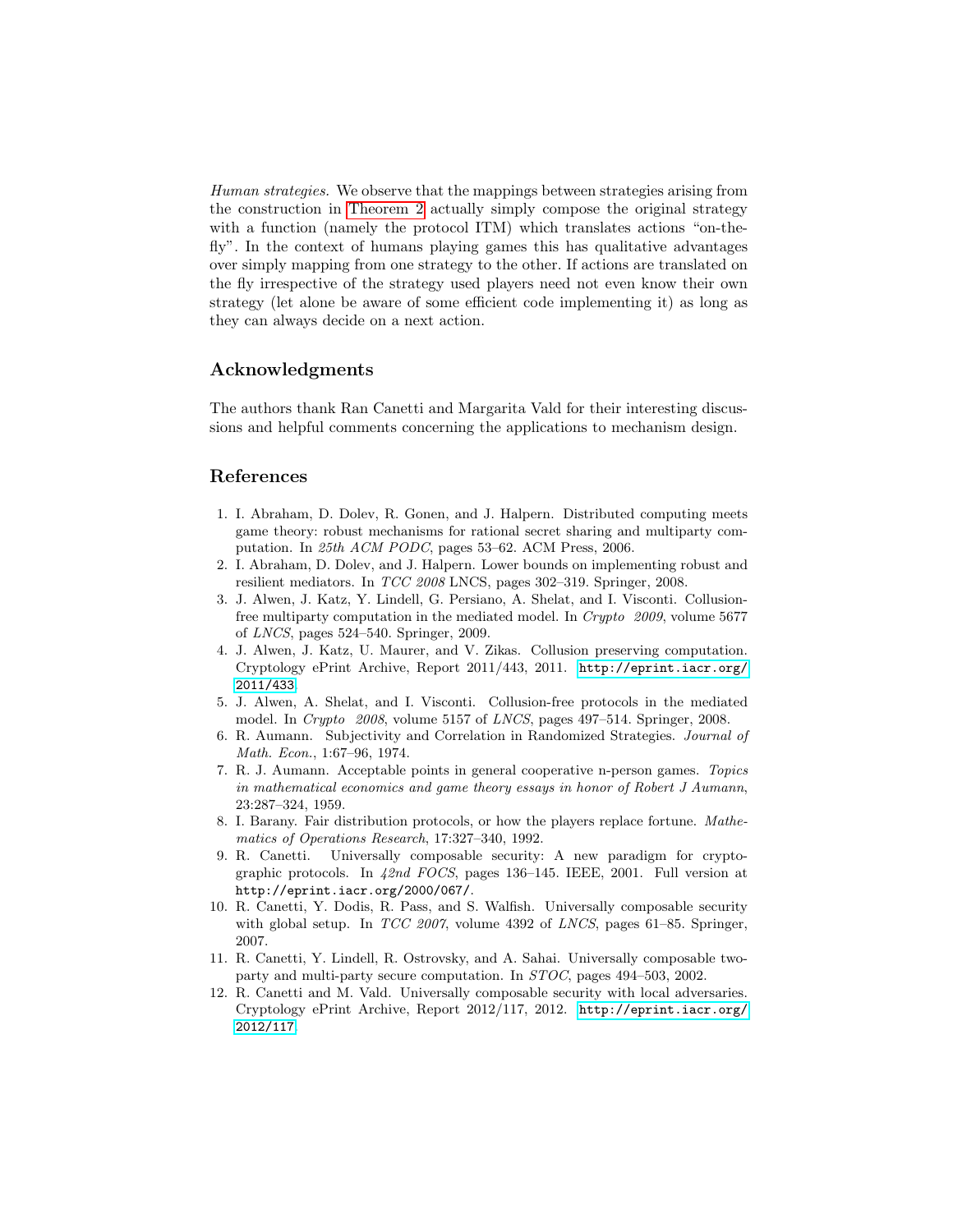*Human strategies.* We observe that the mappings between strategies arising from the construction in Theorem 2 actually simply compose the original strategy with a function (namely the protocol ITM) which translates actions "on-the-fly". In the context of humans playing games this has qualitative advantages over simply mapping from one strategy to the other. If actions are translated on the fly irrespective of the strategy used players need not even know their own strategy (let alone be aware of some efficient code implementing it) as long as they can always decide on a next action.

## Acknowledgments

The authors thank Ran Canetti and Margarita Vald for their interesting discussions and helpful comments concerning the applications to mechanism design.

## References

1. I. Abraham, D. Dolev, R. Gonen, and J. Halpern. Distributed computing meets game theory: robust mechanisms for rational secret sharing and multiparty computation. In *25th ACM PODC*, pages 53–62. ACM Press, 2006.
2. I. Abraham, D. Dolev, and J. Halpern. Lower bounds on implementing robust and resilient mediators. In *TCC 2008* LNCS, pages 302–319. Springer, 2008.
3. J. Alwen, J. Katz, Y. Lindell, G. Persiano, A. Shelat, and I. Visconti. Collision-free multiparty computation in the mediated model. In *Crypto 2009*, volume 5677 of *LNCS*, pages 524–540. Springer, 2009.
4. J. Alwen, J. Katz, U. Maurer, and V. Zikas. Collusion preserving computation. Cryptology ePrint Archive, Report 2011/443, 2011. http://eprint.iacr.org/2011/433.
5. J. Alwen, A. Shelat, and I. Visconti. Collusion-free protocols in the mediated model. In *Crypto 2008*, volume 5157 of *LNCS*, pages 497–514. Springer, 2008.
6. R. Aumann. Subjectivity and Correlation in Randomized Strategies. *Journal of Math. Econ.*, 1:67–96, 1974.
7. R. J. Aumann. Acceptable points in general cooperative n-person games. *Topics in mathematical economics and game theory essays in honor of Robert J Aumann*, 23:287–324, 1959.
8. I. Barany. Fair distribution protocols, or how the players replace fortune. *Mathematics of Operations Research*, 17:327–340, 1992.
9. R. Canetti. Universally composable security: A new paradigm for cryptographic protocols. In *42nd FOCS*, pages 136–145. IEEE, 2001. Full version at http://eprint.iacr.org/2000/067/.
10. R. Canetti, Y. Dodis, R. Pass, and S. Walfish. Universally composable security with global setup. In *TCC 2007*, volume 4392 of *LNCS*, pages 61–85. Springer, 2007.
11. R. Canetti, Y. Lindell, R. Ostrovsky, and A. Sahai. Universally composable two-party and multi-party secure computation. In *STOC*, pages 494–503, 2002.
12. R. Canetti and M. Vald. Universally composable security with local adversaries. Cryptology ePrint Archive, Report 2012/117, 2012. http://eprint.iacr.org/2012/117.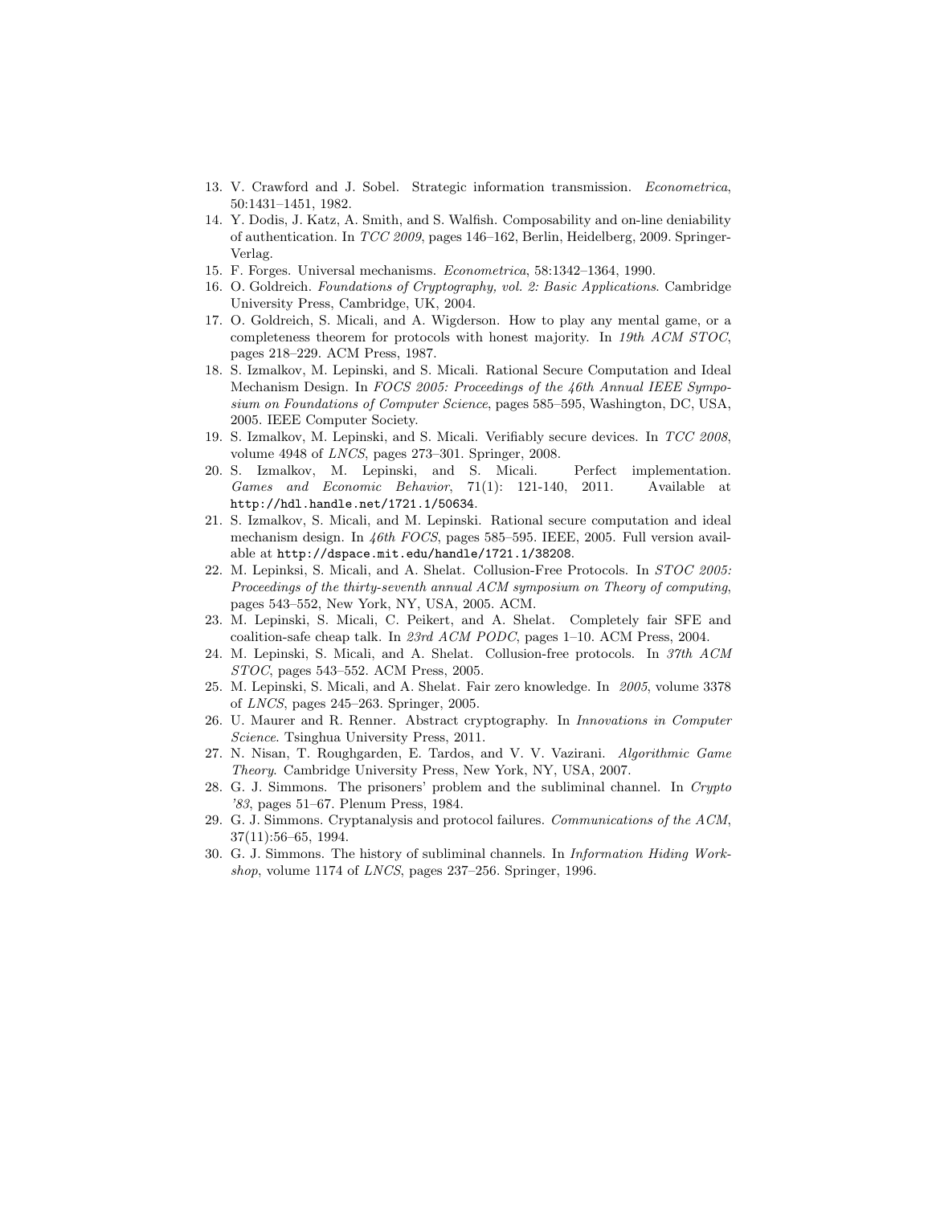13. V. Crawford and J. Sobel. Strategic information transmission. *Econometrica*, 50:1431–1451, 1982.
14. Y. Dodis, J. Katz, A. Smith, and S. Walfish. Composability and on-line deniability of authentication. In *TCC 2009*, pages 146–162, Berlin, Heidelberg, 2009. Springer-Verlag.
15. F. Forges. Universal mechanisms. *Econometrica*, 58:1342–1364, 1990.
16. O. Goldreich. *Foundations of Cryptography, vol. 2: Basic Applications*. Cambridge University Press, Cambridge, UK, 2004.
17. O. Goldreich, S. Micali, and A. Wigderson. How to play any mental game, or a completeness theorem for protocols with honest majority. In *19th ACM STOC*, pages 218–229. ACM Press, 1987.
18. S. Izmalkov, M. Lepinski, and S. Micali. Rational Secure Computation and Ideal Mechanism Design. In *FOCS 2005: Proceedings of the 46th Annual IEEE Symposium on Foundations of Computer Science*, pages 585–595, Washington, DC, USA, 2005. IEEE Computer Society.
19. S. Izmalkov, M. Lepinski, and S. Micali. Verifiably secure devices. In *TCC 2008*, volume 4948 of *LNCS*, pages 273–301. Springer, 2008.
20. S. Izmalkov, M. Lepinski, and S. Micali. Perfect implementation. *Games and Economic Behavior*, 71(1): 121-140, 2011. Available at `http://hdl.handle.net/1721.1/50634`.
21. S. Izmalkov, S. Micali, and M. Lepinski. Rational secure computation and ideal mechanism design. In *46th FOCS*, pages 585–595. IEEE, 2005. Full version available at `http://dspace.mit.edu/handle/1721.1/38208`.
22. M. Lepinksi, S. Micali, and A. Shelat. Collusion-Free Protocols. In *STOC 2005: Proceedings of the thirty-seventh annual ACM symposium on Theory of computing*, pages 543–552, New York, NY, USA, 2005. ACM.
23. M. Lepinski, S. Micali, C. Peikert, and A. Shelat. Completely fair SFE and coalition-safe cheap talk. In *23rd ACM PODC*, pages 1–10. ACM Press, 2004.
24. M. Lepinski, S. Micali, and A. Shelat. Collusion-free protocols. In *37th ACM STOC*, pages 543–552. ACM Press, 2005.
25. M. Lepinski, S. Micali, and A. Shelat. Fair zero knowledge. In *2005*, volume 3378 of *LNCS*, pages 245–263. Springer, 2005.
26. U. Maurer and R. Renner. Abstract cryptography. In *Innovations in Computer Science*. Tsinghua University Press, 2011.
27. N. Nisan, T. Roughgarden, E. Tardos, and V. V. Vazirani. *Algorithmic Game Theory*. Cambridge University Press, New York, NY, USA, 2007.
28. G. J. Simmons. The prisoners' problem and the subliminal channel. In *Crypto '83*, pages 51–67. Plenum Press, 1984.
29. G. J. Simmons. Cryptanalysis and protocol failures. *Communications of the ACM*, 37(11):56–65, 1994.
30. G. J. Simmons. The history of subliminal channels. In *Information Hiding Workshop*, volume 1174 of *LNCS*, pages 237–256. Springer, 1996.